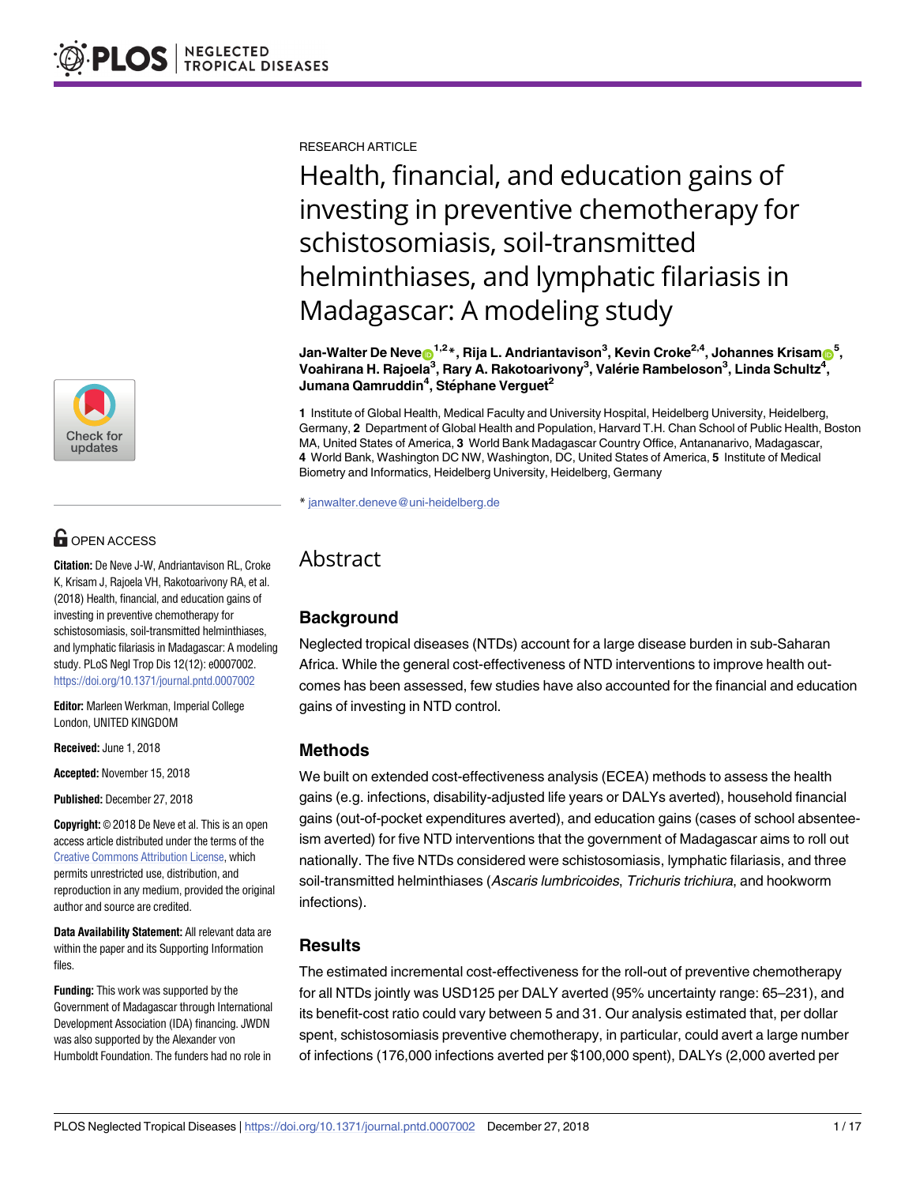RESEARCH ARTICLE

# Health, financial, and education gains of investing in preventive chemotherapy for schistosomiasis, soil-transmitted helminthiases, and lymphatic filariasis in Madagascar: A modeling study

**Jan-Walter De Neve[1,2]*, Rija L. Andriantavison[3], Kevin Croke[2,4], Johannes Krisam[5], Voahirana H. Rajoela[3], Rary A. Rakotoarivony[3], Valérie Rambeloson[3], Linda Schultz[4], Jumana Qamruddin[4], Stéphane Verguet[2]**

**1** Institute of Global Health, Medical Faculty and University Hospital, Heidelberg University, Heidelberg, Germany, **2** Department of Global Health and Population, Harvard T.H. Chan School of Public Health, Boston MA, United States of America, **3** World Bank Madagascar Country Office, Antananarivo, Madagascar, **4** World Bank, Washington DC NW, Washington, DC, United States of America, **5** Institute of Medical Biometry and Informatics, Heidelberg University, Heidelberg, Germany

* janwalter.deneve@uni-heidelberg.de

OPEN ACCESS

**Citation:** De Neve J-W, Andriantavison RL, Croke K, Krisam J, Rajoela VH, Rakotoarivony RA, et al. (2018) Health, financial, and education gains of investing in preventive chemotherapy for schistosomiasis, soil-transmitted helminthiases, and lymphatic filariasis in Madagascar: A modeling study. PLoS Negl Trop Dis 12(12): e0007002. https://doi.org/10.1371/journal.pntd.0007002

**Editor:** Marleen Werkman, Imperial College London, UNITED KINGDOM

**Received:** June 1, 2018

**Accepted:** November 15, 2018

**Published:** December 27, 2018

**Copyright:** © 2018 De Neve et al. This is an open access article distributed under the terms of the Creative Commons Attribution License, which permits unrestricted use, distribution, and reproduction in any medium, provided the original author and source are credited.

**Data Availability Statement:** All relevant data are within the paper and its Supporting Information files.

**Funding:** This work was supported by the Government of Madagascar through International Development Association (IDA) financing. JWDN was also supported by the Alexander von Humboldt Foundation. The funders had no role in

## Abstract

### Background

Neglected tropical diseases (NTDs) account for a large disease burden in sub-Saharan Africa. While the general cost-effectiveness of NTD interventions to improve health outcomes has been assessed, few studies have also accounted for the financial and education gains of investing in NTD control.

### Methods

We built on extended cost-effectiveness analysis (ECEA) methods to assess the health gains (e.g. infections, disability-adjusted life years or DALYs averted), household financial gains (out-of-pocket expenditures averted), and education gains (cases of school absenteeism averted) for five NTD interventions that the government of Madagascar aims to roll out nationally. The five NTDs considered were schistosomiasis, lymphatic filariasis, and three soil-transmitted helminthiases (*Ascaris lumbricoides*, *Trichuris trichiura*, and hookworm infections).

### Results

The estimated incremental cost-effectiveness for the roll-out of preventive chemotherapy for all NTDs jointly was USD125 per DALY averted (95% uncertainty range: 65–231), and its benefit-cost ratio could vary between 5 and 31. Our analysis estimated that, per dollar spent, schistosomiasis preventive chemotherapy, in particular, could avert a large number of infections (176,000 infections averted per $100,000 spent), DALYs (2,000 averted per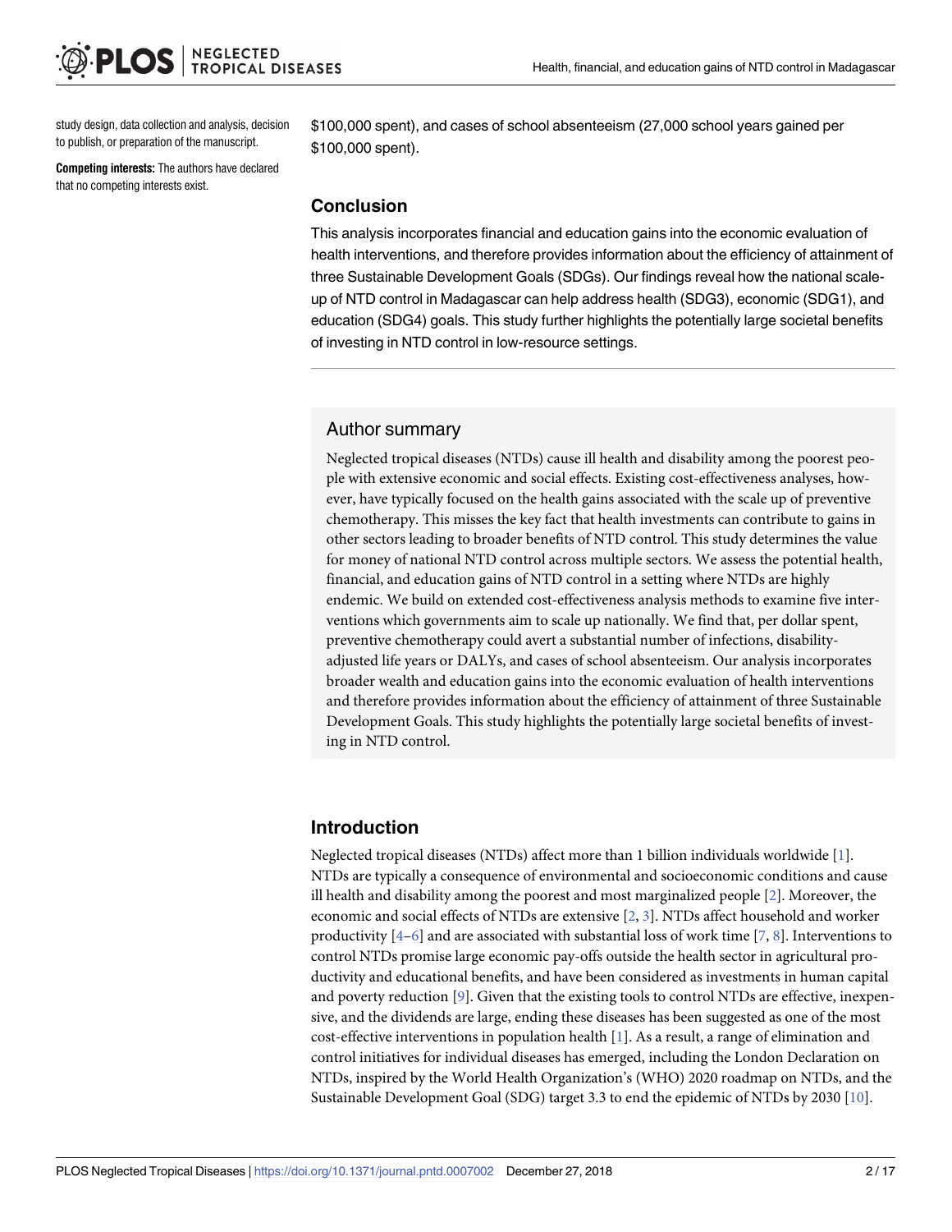study design, data collection and analysis, decision to publish, or preparation of the manuscript.

**Competing interests:** The authors have declared that no competing interests exist.

$100,000 spent), and cases of school absenteeism (27,000 school years gained per $100,000 spent).

## Conclusion

This analysis incorporates financial and education gains into the economic evaluation of health interventions, and therefore provides information about the efficiency of attainment of three Sustainable Development Goals (SDGs). Our findings reveal how the national scale-up of NTD control in Madagascar can help address health (SDG3), economic (SDG1), and education (SDG4) goals. This study further highlights the potentially large societal benefits of investing in NTD control in low-resource settings.

## Author summary

Neglected tropical diseases (NTDs) cause ill health and disability among the poorest people with extensive economic and social effects. Existing cost-effectiveness analyses, however, have typically focused on the health gains associated with the scale up of preventive chemotherapy. This misses the key fact that health investments can contribute to gains in other sectors leading to broader benefits of NTD control. This study determines the value for money of national NTD control across multiple sectors. We assess the potential health, financial, and education gains of NTD control in a setting where NTDs are highly endemic. We build on extended cost-effectiveness analysis methods to examine five interventions which governments aim to scale up nationally. We find that, per dollar spent, preventive chemotherapy could avert a substantial number of infections, disability-adjusted life years or DALYs, and cases of school absenteeism. Our analysis incorporates broader wealth and education gains into the economic evaluation of health interventions and therefore provides information about the efficiency of attainment of three Sustainable Development Goals. This study highlights the potentially large societal benefits of investing in NTD control.

## Introduction

Neglected tropical diseases (NTDs) affect more than 1 billion individuals worldwide [1]. NTDs are typically a consequence of environmental and socioeconomic conditions and cause ill health and disability among the poorest and most marginalized people [2]. Moreover, the economic and social effects of NTDs are extensive [2, 3]. NTDs affect household and worker productivity [4–6] and are associated with substantial loss of work time [7, 8]. Interventions to control NTDs promise large economic pay-offs outside the health sector in agricultural productivity and educational benefits, and have been considered as investments in human capital and poverty reduction [9]. Given that the existing tools to control NTDs are effective, inexpensive, and the dividends are large, ending these diseases has been suggested as one of the most cost-effective interventions in population health [1]. As a result, a range of elimination and control initiatives for individual diseases has emerged, including the London Declaration on NTDs, inspired by the World Health Organization's (WHO) 2020 roadmap on NTDs, and the Sustainable Development Goal (SDG) target 3.3 to end the epidemic of NTDs by 2030 [10].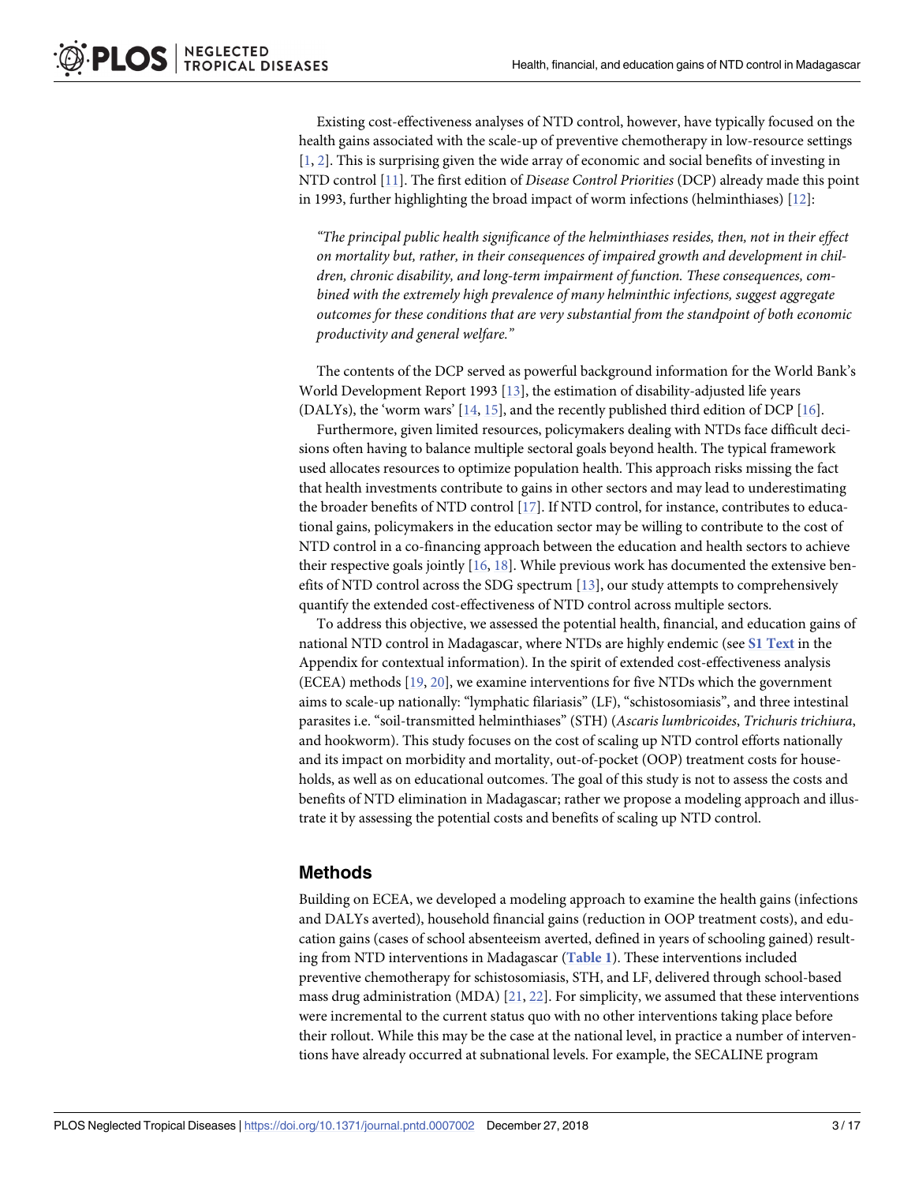Existing cost-effectiveness analyses of NTD control, however, have typically focused on the health gains associated with the scale-up of preventive chemotherapy in low-resource settings [1, 2]. This is surprising given the wide array of economic and social benefits of investing in NTD control [11]. The first edition of *Disease Control Priorities* (DCP) already made this point in 1993, further highlighting the broad impact of worm infections (helminthiases) [12]:

> *"The principal public health significance of the helminthiases resides, then, not in their effect on mortality but, rather, in their consequences of impaired growth and development in children, chronic disability, and long-term impairment of function. These consequences, combined with the extremely high prevalence of many helminthic infections, suggest aggregate outcomes for these conditions that are very substantial from the standpoint of both economic productivity and general welfare."*

The contents of the DCP served as powerful background information for the World Bank's World Development Report 1993 [13], the estimation of disability-adjusted life years (DALYs), the 'worm wars' [14, 15], and the recently published third edition of DCP [16].

Furthermore, given limited resources, policymakers dealing with NTDs face difficult decisions often having to balance multiple sectoral goals beyond health. The typical framework used allocates resources to optimize population health. This approach risks missing the fact that health investments contribute to gains in other sectors and may lead to underestimating the broader benefits of NTD control [17]. If NTD control, for instance, contributes to educational gains, policymakers in the education sector may be willing to contribute to the cost of NTD control in a co-financing approach between the education and health sectors to achieve their respective goals jointly [16, 18]. While previous work has documented the extensive benefits of NTD control across the SDG spectrum [13], our study attempts to comprehensively quantify the extended cost-effectiveness of NTD control across multiple sectors.

To address this objective, we assessed the potential health, financial, and education gains of national NTD control in Madagascar, where NTDs are highly endemic (see **S1 Text** in the Appendix for contextual information). In the spirit of extended cost-effectiveness analysis (ECEA) methods [19, 20], we examine interventions for five NTDs which the government aims to scale-up nationally: "lymphatic filariasis" (LF), "schistosomiasis", and three intestinal parasites i.e. "soil-transmitted helminthiases" (STH) (*Ascaris lumbricoides*, *Trichuris trichiura*, and hookworm). This study focuses on the cost of scaling up NTD control efforts nationally and its impact on morbidity and mortality, out-of-pocket (OOP) treatment costs for households, as well as on educational outcomes. The goal of this study is not to assess the costs and benefits of NTD elimination in Madagascar; rather we propose a modeling approach and illustrate it by assessing the potential costs and benefits of scaling up NTD control.

## Methods

Building on ECEA, we developed a modeling approach to examine the health gains (infections and DALYs averted), household financial gains (reduction in OOP treatment costs), and education gains (cases of school absenteeism averted, defined in years of schooling gained) resulting from NTD interventions in Madagascar (**Table 1**). These interventions included preventive chemotherapy for schistosomiasis, STH, and LF, delivered through school-based mass drug administration (MDA) [21, 22]. For simplicity, we assumed that these interventions were incremental to the current status quo with no other interventions taking place before their rollout. While this may be the case at the national level, in practice a number of interventions have already occurred at subnational levels. For example, the SECALINE program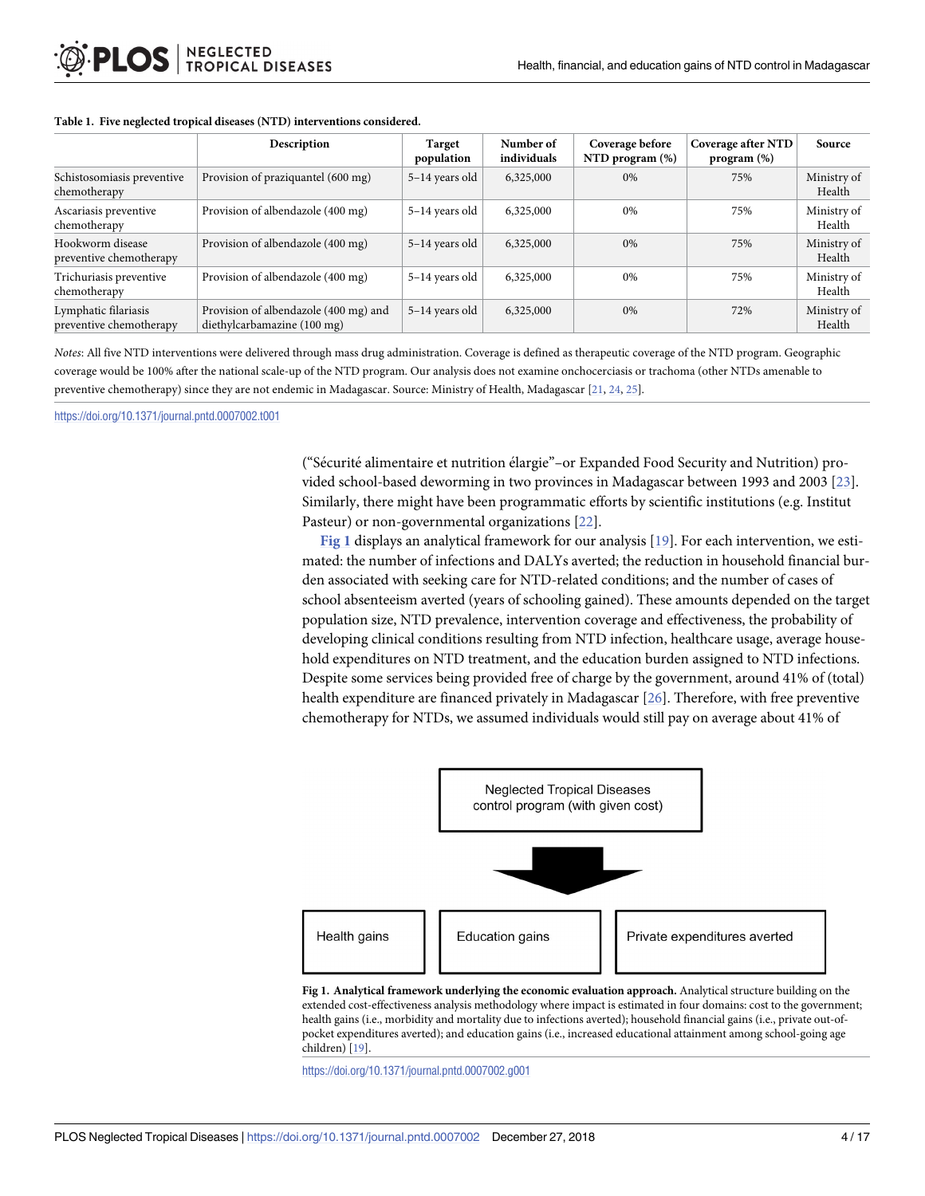**Table 1. Five neglected tropical diseases (NTD) interventions considered.**

| | Description | Target population | Number of individuals | Coverage before NTD program (%) | Coverage after NTD program (%) | Source |
|---|---|---|---|---|---|---|
| Schistosomiasis preventive chemotherapy | Provision of praziquantel (600 mg) | 5–14 years old | 6,325,000 | 0% | 75% | Ministry of Health |
| Ascariasis preventive chemotherapy | Provision of albendazole (400 mg) | 5–14 years old | 6,325,000 | 0% | 75% | Ministry of Health |
| Hookworm disease preventive chemotherapy | Provision of albendazole (400 mg) | 5–14 years old | 6,325,000 | 0% | 75% | Ministry of Health |
| Trichuriasis preventive chemotherapy | Provision of albendazole (400 mg) | 5–14 years old | 6,325,000 | 0% | 75% | Ministry of Health |
| Lymphatic filariasis preventive chemotherapy | Provision of albendazole (400 mg) and diethylcarbamazine (100 mg) | 5–14 years old | 6,325,000 | 0% | 72% | Ministry of Health |

*Notes*: All five NTD interventions were delivered through mass drug administration. Coverage is defined as therapeutic coverage of the NTD program. Geographic coverage would be 100% after the national scale-up of the NTD program. Our analysis does not examine onchocerciasis or trachoma (other NTDs amenable to preventive chemotherapy) since they are not endemic in Madagascar. Source: Ministry of Health, Madagascar [21, 24, 25].

https://doi.org/10.1371/journal.pntd.0007002.t001

("Sécurité alimentaire et nutrition élargie"–or Expanded Food Security and Nutrition) provided school-based deworming in two provinces in Madagascar between 1993 and 2003 [23]. Similarly, there might have been programmatic efforts by scientific institutions (e.g. Institut Pasteur) or non-governmental organizations [22].

Fig 1 displays an analytical framework for our analysis [19]. For each intervention, we estimated: the number of infections and DALYs averted; the reduction in household financial burden associated with seeking care for NTD-related conditions; and the number of cases of school absenteeism averted (years of schooling gained). These amounts depended on the target population size, NTD prevalence, intervention coverage and effectiveness, the probability of developing clinical conditions resulting from NTD infection, healthcare usage, average household expenditures on NTD treatment, and the education burden assigned to NTD infections. Despite some services being provided free of charge by the government, around 41% of (total) health expenditure are financed privately in Madagascar [26]. Therefore, with free preventive chemotherapy for NTDs, we assumed individuals would still pay on average about 41% of

Neglected Tropical Diseases control program (with given cost)

Health gains | Education gains | Private expenditures averted

**Fig 1. Analytical framework underlying the economic evaluation approach.** Analytical structure building on the extended cost-effectiveness analysis methodology where impact is estimated in four domains: cost to the government; health gains (i.e., morbidity and mortality due to infections averted); household financial gains (i.e., private out-of-pocket expenditures averted); and education gains (i.e., increased educational attainment among school-going age children) [19].

https://doi.org/10.1371/journal.pntd.0007002.g001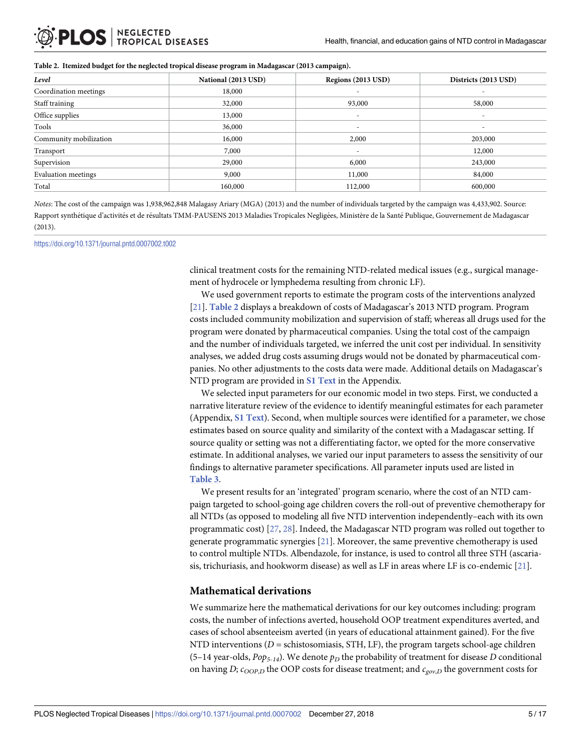**Table 2. Itemized budget for the neglected tropical disease program in Madagascar (2013 campaign).**

| *Level* | National (2013 USD) | Regions (2013 USD) | Districts (2013 USD) |
|---|---|---|---|
| Coordination meetings | 18,000 | - | - |
| Staff training | 32,000 | 93,000 | 58,000 |
| Office supplies | 13,000 | - | - |
| Tools | 36,000 | - | - |
| Community mobilization | 16,000 | 2,000 | 203,000 |
| Transport | 7,000 | - | 12,000 |
| Supervision | 29,000 | 6,000 | 243,000 |
| Evaluation meetings | 9,000 | 11,000 | 84,000 |
| Total | 160,000 | 112,000 | 600,000 |

*Notes*: The cost of the campaign was 1,938,962,848 Malagasy Ariary (MGA) (2013) and the number of individuals targeted by the campaign was 4,433,902. Source: Rapport synthétique d'activités et de résultats TMM-PAUSENS 2013 Maladies Tropicales Negligées, Ministère de la Santé Publique, Gouvernement de Madagascar (2013).

https://doi.org/10.1371/journal.pntd.0007002.t002

clinical treatment costs for the remaining NTD-related medical issues (e.g., surgical management of hydrocele or lymphedema resulting from chronic LF).

We used government reports to estimate the program costs of the interventions analyzed [21]. **Table 2** displays a breakdown of costs of Madagascar's 2013 NTD program. Program costs included community mobilization and supervision of staff; whereas all drugs used for the program were donated by pharmaceutical companies. Using the total cost of the campaign and the number of individuals targeted, we inferred the unit cost per individual. In sensitivity analyses, we added drug costs assuming drugs would not be donated by pharmaceutical companies. No other adjustments to the costs data were made. Additional details on Madagascar's NTD program are provided in **S1 Text** in the Appendix.

We selected input parameters for our economic model in two steps. First, we conducted a narrative literature review of the evidence to identify meaningful estimates for each parameter (Appendix, **S1 Text**). Second, when multiple sources were identified for a parameter, we chose estimates based on source quality and similarity of the context with a Madagascar setting. If source quality or setting was not a differentiating factor, we opted for the more conservative estimate. In additional analyses, we varied our input parameters to assess the sensitivity of our findings to alternative parameter specifications. All parameter inputs used are listed in **Table 3**.

We present results for an 'integrated' program scenario, where the cost of an NTD campaign targeted to school-going age children covers the roll-out of preventive chemotherapy for all NTDs (as opposed to modeling all five NTD intervention independently–each with its own programmatic cost) [27, 28]. Indeed, the Madagascar NTD program was rolled out together to generate programmatic synergies [21]. Moreover, the same preventive chemotherapy is used to control multiple NTDs. Albendazole, for instance, is used to control all three STH (ascariasis, trichuriasis, and hookworm disease) as well as LF in areas where LF is co-endemic [21].

## Mathematical derivations

We summarize here the mathematical derivations for our key outcomes including: program costs, the number of infections averted, household OOP treatment expenditures averted, and cases of school absenteeism averted (in years of educational attainment gained). For the five NTD interventions ($D$ = schistosomiasis, STH, LF), the program targets school-age children (5–14 year-olds, $Pop_{5\text{-}14}$). We denote $p_D$ the probability of treatment for disease $D$ conditional on having $D$; $c_{OOP,D}$ the OOP costs for disease treatment; and $c_{gov,D}$ the government costs for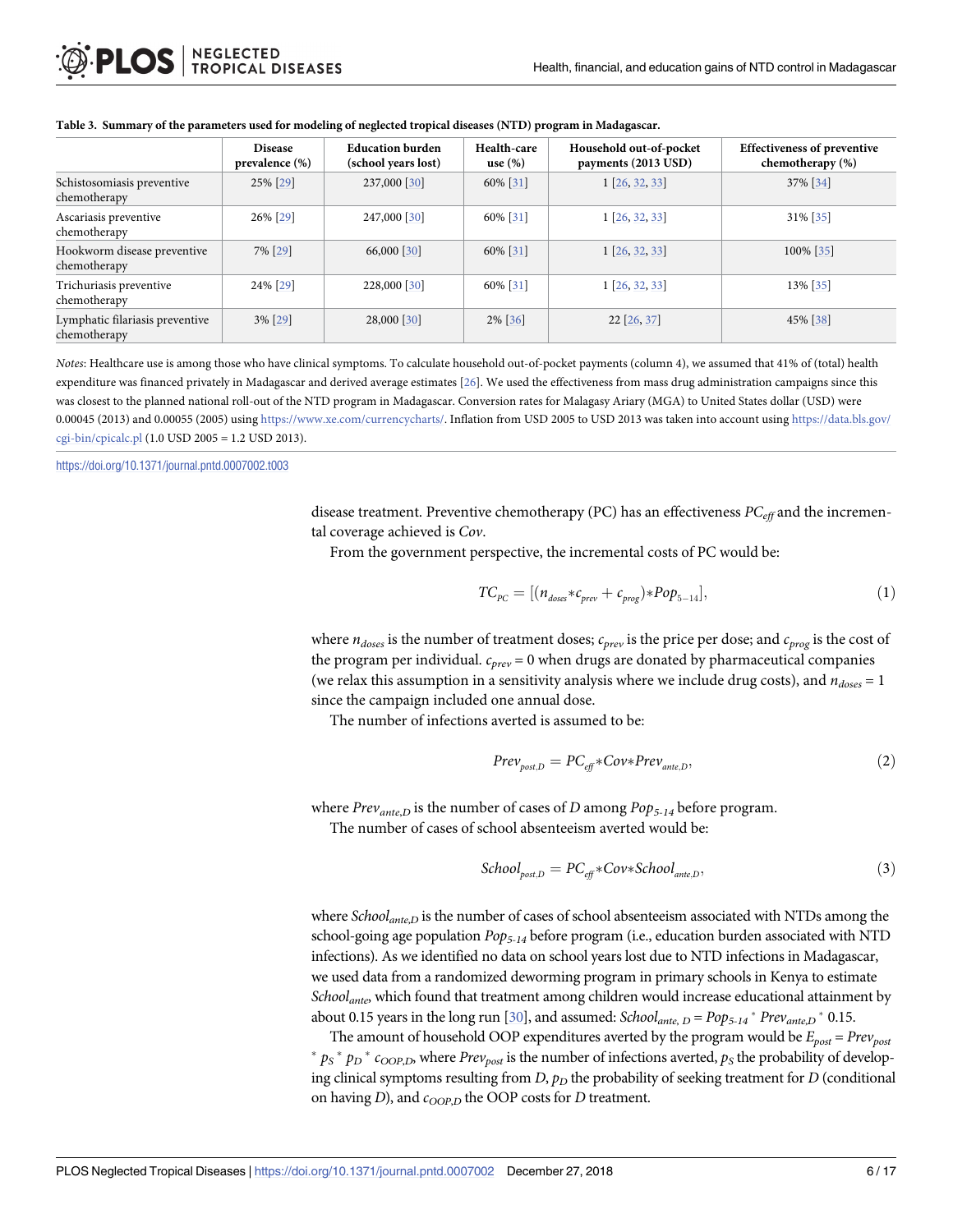**Table 3. Summary of the parameters used for modeling of neglected tropical diseases (NTD) program in Madagascar.**

| | Disease prevalence (%) | Education burden (school years lost) | Health-care use (%) | Household out-of-pocket payments (2013 USD) | Effectiveness of preventive chemotherapy (%) |
|---|---|---|---|---|---|
| Schistosomiasis preventive chemotherapy | 25% [29] | 237,000 [30] | 60% [31] | 1 [26, 32, 33] | 37% [34] |
| Ascariasis preventive chemotherapy | 26% [29] | 247,000 [30] | 60% [31] | 1 [26, 32, 33] | 31% [35] |
| Hookworm disease preventive chemotherapy | 7% [29] | 66,000 [30] | 60% [31] | 1 [26, 32, 33] | 100% [35] |
| Trichuriasis preventive chemotherapy | 24% [29] | 228,000 [30] | 60% [31] | 1 [26, 32, 33] | 13% [35] |
| Lymphatic filariasis preventive chemotherapy | 3% [29] | 28,000 [30] | 2% [36] | 22 [26, 37] | 45% [38] |

*Notes*: Healthcare use is among those who have clinical symptoms. To calculate household out-of-pocket payments (column 4), we assumed that 41% of (total) health expenditure was financed privately in Madagascar and derived average estimates [26]. We used the effectiveness from mass drug administration campaigns since this was closest to the planned national roll-out of the NTD program in Madagascar. Conversion rates for Malagasy Ariary (MGA) to United States dollar (USD) were 0.00045 (2013) and 0.00055 (2005) using https://www.xe.com/currencycharts/. Inflation from USD 2005 to USD 2013 was taken into account using https://data.bls.gov/cgi-bin/cpicalc.pl (1.0 USD 2005 = 1.2 USD 2013).

https://doi.org/10.1371/journal.pntd.0007002.t003

disease treatment. Preventive chemotherapy (PC) has an effectiveness $PC_{eff}$ and the incremental coverage achieved is $Cov$.

From the government perspective, the incremental costs of PC would be:

$$TC_{PC} = [(n_{doses} * c_{prev} + c_{prog}) * Pop_{5-14}], \tag{1}$$

where $n_{doses}$ is the number of treatment doses; $c_{prev}$ is the price per dose; and $c_{prog}$ is the cost of the program per individual. $c_{prev} = 0$ when drugs are donated by pharmaceutical companies (we relax this assumption in a sensitivity analysis where we include drug costs), and $n_{doses} = 1$ since the campaign included one annual dose.

The number of infections averted is assumed to be:

$$Prev_{post,D} = PC_{eff} * Cov * Prev_{ante,D}, \tag{2}$$

where $Prev_{ante,D}$ is the number of cases of $D$ among $Pop_{5\text{-}14}$ before program.

The number of cases of school absenteeism averted would be:

$$School_{post,D} = PC_{eff} * Cov * School_{ante,D}, \tag{3}$$

where $School_{ante,D}$ is the number of cases of school absenteeism associated with NTDs among the school-going age population $Pop_{5\text{-}14}$ before program (i.e., education burden associated with NTD infections). As we identified no data on school years lost due to NTD infections in Madagascar, we used data from a randomized deworming program in primary schools in Kenya to estimate $School_{ante}$, which found that treatment among children would increase educational attainment by about 0.15 years in the long run [30], and assumed: $School_{ante,\,D} = Pop_{5\text{-}14} * Prev_{ante,D} * 0.15$.

The amount of household OOP expenditures averted by the program would be $E_{post} = Prev_{post} * p_S * p_D * c_{OOP,D}$, where $Prev_{post}$ is the number of infections averted, $p_S$ the probability of developing clinical symptoms resulting from $D$, $p_D$ the probability of seeking treatment for $D$ (conditional on having $D$), and $c_{OOP,D}$ the OOP costs for $D$ treatment.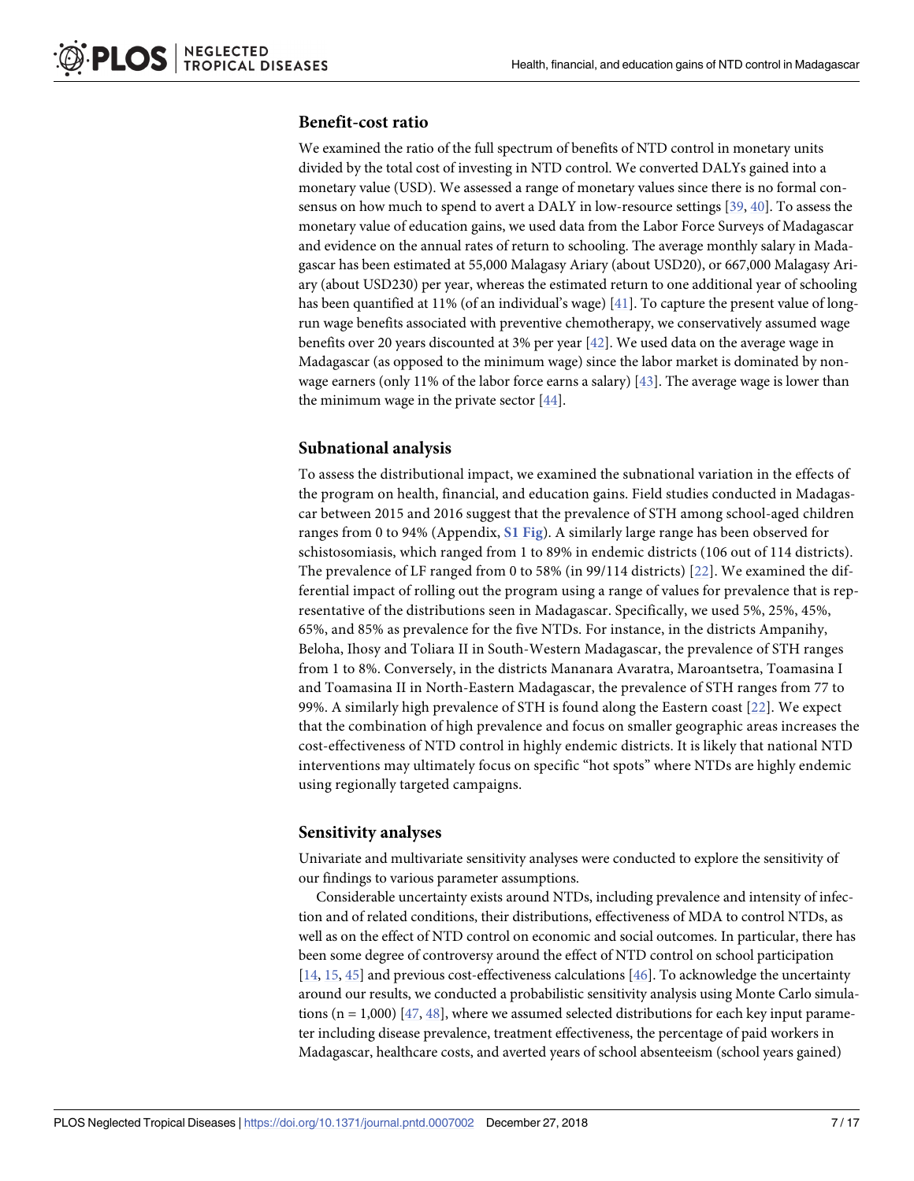### Benefit-cost ratio

We examined the ratio of the full spectrum of benefits of NTD control in monetary units divided by the total cost of investing in NTD control. We converted DALYs gained into a monetary value (USD). We assessed a range of monetary values since there is no formal consensus on how much to spend to avert a DALY in low-resource settings [39, 40]. To assess the monetary value of education gains, we used data from the Labor Force Surveys of Madagascar and evidence on the annual rates of return to schooling. The average monthly salary in Madagascar has been estimated at 55,000 Malagasy Ariary (about USD20), or 667,000 Malagasy Ariary (about USD230) per year, whereas the estimated return to one additional year of schooling has been quantified at 11% (of an individual's wage) [41]. To capture the present value of long-run wage benefits associated with preventive chemotherapy, we conservatively assumed wage benefits over 20 years discounted at 3% per year [42]. We used data on the average wage in Madagascar (as opposed to the minimum wage) since the labor market is dominated by non-wage earners (only 11% of the labor force earns a salary) [43]. The average wage is lower than the minimum wage in the private sector [44].

### Subnational analysis

To assess the distributional impact, we examined the subnational variation in the effects of the program on health, financial, and education gains. Field studies conducted in Madagascar between 2015 and 2016 suggest that the prevalence of STH among school-aged children ranges from 0 to 94% (Appendix, S1 Fig). A similarly large range has been observed for schistosomiasis, which ranged from 1 to 89% in endemic districts (106 out of 114 districts). The prevalence of LF ranged from 0 to 58% (in 99/114 districts) [22]. We examined the differential impact of rolling out the program using a range of values for prevalence that is representative of the distributions seen in Madagascar. Specifically, we used 5%, 25%, 45%, 65%, and 85% as prevalence for the five NTDs. For instance, in the districts Ampanihy, Beloha, Ihosy and Toliara II in South-Western Madagascar, the prevalence of STH ranges from 1 to 8%. Conversely, in the districts Mananara Avaratra, Maroantsetra, Toamasina I and Toamasina II in North-Eastern Madagascar, the prevalence of STH ranges from 77 to 99%. A similarly high prevalence of STH is found along the Eastern coast [22]. We expect that the combination of high prevalence and focus on smaller geographic areas increases the cost-effectiveness of NTD control in highly endemic districts. It is likely that national NTD interventions may ultimately focus on specific "hot spots" where NTDs are highly endemic using regionally targeted campaigns.

### Sensitivity analyses

Univariate and multivariate sensitivity analyses were conducted to explore the sensitivity of our findings to various parameter assumptions.

Considerable uncertainty exists around NTDs, including prevalence and intensity of infection and of related conditions, their distributions, effectiveness of MDA to control NTDs, as well as on the effect of NTD control on economic and social outcomes. In particular, there has been some degree of controversy around the effect of NTD control on school participation [14, 15, 45] and previous cost-effectiveness calculations [46]. To acknowledge the uncertainty around our results, we conducted a probabilistic sensitivity analysis using Monte Carlo simulations (n = 1,000) [47, 48], where we assumed selected distributions for each key input parameter including disease prevalence, treatment effectiveness, the percentage of paid workers in Madagascar, healthcare costs, and averted years of school absenteeism (school years gained)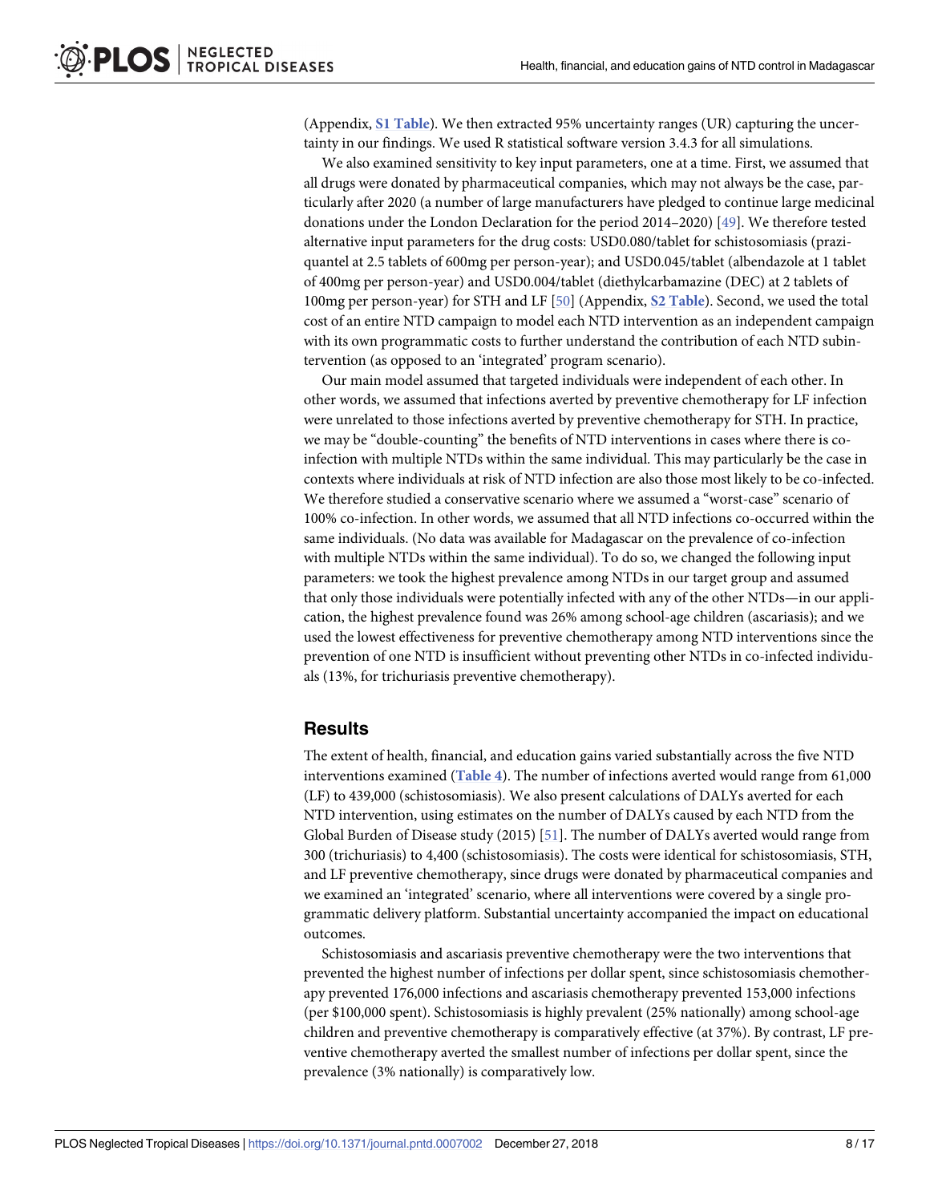(Appendix, S1 Table). We then extracted 95% uncertainty ranges (UR) capturing the uncertainty in our findings. We used R statistical software version 3.4.3 for all simulations.

We also examined sensitivity to key input parameters, one at a time. First, we assumed that all drugs were donated by pharmaceutical companies, which may not always be the case, particularly after 2020 (a number of large manufacturers have pledged to continue large medicinal donations under the London Declaration for the period 2014–2020) [49]. We therefore tested alternative input parameters for the drug costs: USD0.080/tablet for schistosomiasis (praziquantel at 2.5 tablets of 600mg per person-year); and USD0.045/tablet (albendazole at 1 tablet of 400mg per person-year) and USD0.004/tablet (diethylcarbamazine (DEC) at 2 tablets of 100mg per person-year) for STH and LF [50] (Appendix, S2 Table). Second, we used the total cost of an entire NTD campaign to model each NTD intervention as an independent campaign with its own programmatic costs to further understand the contribution of each NTD subintervention (as opposed to an 'integrated' program scenario).

Our main model assumed that targeted individuals were independent of each other. In other words, we assumed that infections averted by preventive chemotherapy for LF infection were unrelated to those infections averted by preventive chemotherapy for STH. In practice, we may be "double-counting" the benefits of NTD interventions in cases where there is co-infection with multiple NTDs within the same individual. This may particularly be the case in contexts where individuals at risk of NTD infection are also those most likely to be co-infected. We therefore studied a conservative scenario where we assumed a "worst-case" scenario of 100% co-infection. In other words, we assumed that all NTD infections co-occurred within the same individuals. (No data was available for Madagascar on the prevalence of co-infection with multiple NTDs within the same individual). To do so, we changed the following input parameters: we took the highest prevalence among NTDs in our target group and assumed that only those individuals were potentially infected with any of the other NTDs—in our application, the highest prevalence found was 26% among school-age children (ascariasis); and we used the lowest effectiveness for preventive chemotherapy among NTD interventions since the prevention of one NTD is insufficient without preventing other NTDs in co-infected individuals (13%, for trichuriasis preventive chemotherapy).

## Results

The extent of health, financial, and education gains varied substantially across the five NTD interventions examined (Table 4). The number of infections averted would range from 61,000 (LF) to 439,000 (schistosomiasis). We also present calculations of DALYs averted for each NTD intervention, using estimates on the number of DALYs caused by each NTD from the Global Burden of Disease study (2015) [51]. The number of DALYs averted would range from 300 (trichuriasis) to 4,400 (schistosomiasis). The costs were identical for schistosomiasis, STH, and LF preventive chemotherapy, since drugs were donated by pharmaceutical companies and we examined an 'integrated' scenario, where all interventions were covered by a single programmatic delivery platform. Substantial uncertainty accompanied the impact on educational outcomes.

Schistosomiasis and ascariasis preventive chemotherapy were the two interventions that prevented the highest number of infections per dollar spent, since schistosomiasis chemotherapy prevented 176,000 infections and ascariasis chemotherapy prevented 153,000 infections (per $100,000 spent). Schistosomiasis is highly prevalent (25% nationally) among school-age children and preventive chemotherapy is comparatively effective (at 37%). By contrast, LF preventive chemotherapy averted the smallest number of infections per dollar spent, since the prevalence (3% nationally) is comparatively low.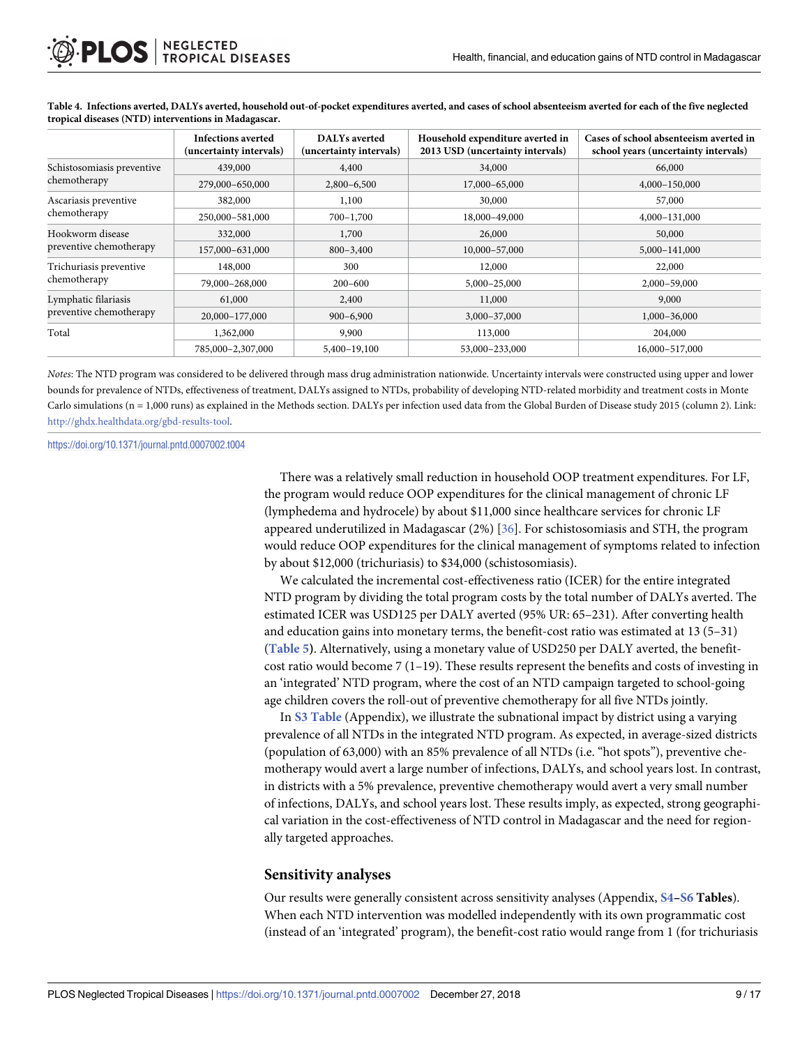**Table 4. Infections averted, DALYs averted, household out-of-pocket expenditures averted, and cases of school absenteeism averted for each of the five neglected tropical diseases (NTD) interventions in Madagascar.**

| | Infections averted (uncertainty intervals) | DALYs averted (uncertainty intervals) | Household expenditure averted in 2013 USD (uncertainty intervals) | Cases of school absenteeism averted in school years (uncertainty intervals) |
|---|---|---|---|---|
| Schistosomiasis preventive chemotherapy | 439,000 | 4,400 | 34,000 | 66,000 |
| | 279,000–650,000 | 2,800–6,500 | 17,000–65,000 | 4,000–150,000 |
| Ascariasis preventive chemotherapy | 382,000 | 1,100 | 30,000 | 57,000 |
| | 250,000–581,000 | 700–1,700 | 18,000–49,000 | 4,000–131,000 |
| Hookworm disease preventive chemotherapy | 332,000 | 1,700 | 26,000 | 50,000 |
| | 157,000–631,000 | 800–3,400 | 10,000–57,000 | 5,000–141,000 |
| Trichuriasis preventive chemotherapy | 148,000 | 300 | 12,000 | 22,000 |
| | 79,000–268,000 | 200–600 | 5,000–25,000 | 2,000–59,000 |
| Lymphatic filariasis preventive chemotherapy | 61,000 | 2,400 | 11,000 | 9,000 |
| | 20,000–177,000 | 900–6,900 | 3,000–37,000 | 1,000–36,000 |
| Total | 1,362,000 | 9,900 | 113,000 | 204,000 |
| | 785,000–2,307,000 | 5,400–19,100 | 53,000–233,000 | 16,000–517,000 |

*Notes*: The NTD program was considered to be delivered through mass drug administration nationwide. Uncertainty intervals were constructed using upper and lower bounds for prevalence of NTDs, effectiveness of treatment, DALYs assigned to NTDs, probability of developing NTD-related morbidity and treatment costs in Monte Carlo simulations (n = 1,000 runs) as explained in the Methods section. DALYs per infection used data from the Global Burden of Disease study 2015 (column 2). Link: http://ghdx.healthdata.org/gbd-results-tool.

https://doi.org/10.1371/journal.pntd.0007002.t004

There was a relatively small reduction in household OOP treatment expenditures. For LF, the program would reduce OOP expenditures for the clinical management of chronic LF (lymphedema and hydrocele) by about $11,000 since healthcare services for chronic LF appeared underutilized in Madagascar (2%) [36]. For schistosomiasis and STH, the program would reduce OOP expenditures for the clinical management of symptoms related to infection by about $12,000 (trichuriasis) to $34,000 (schistosomiasis).

We calculated the incremental cost-effectiveness ratio (ICER) for the entire integrated NTD program by dividing the total program costs by the total number of DALYs averted. The estimated ICER was USD125 per DALY averted (95% UR: 65–231). After converting health and education gains into monetary terms, the benefit-cost ratio was estimated at 13 (5–31) (**Table 5**). Alternatively, using a monetary value of USD250 per DALY averted, the benefit-cost ratio would become 7 (1–19). These results represent the benefits and costs of investing in an 'integrated' NTD program, where the cost of an NTD campaign targeted to school-going age children covers the roll-out of preventive chemotherapy for all five NTDs jointly.

In **S3 Table** (Appendix), we illustrate the subnational impact by district using a varying prevalence of all NTDs in the integrated NTD program. As expected, in average-sized districts (population of 63,000) with an 85% prevalence of all NTDs (i.e. "hot spots"), preventive chemotherapy would avert a large number of infections, DALYs, and school years lost. In contrast, in districts with a 5% prevalence, preventive chemotherapy would avert a very small number of infections, DALYs, and school years lost. These results imply, as expected, strong geographical variation in the cost-effectiveness of NTD control in Madagascar and the need for regionally targeted approaches.

## Sensitivity analyses

Our results were generally consistent across sensitivity analyses (Appendix, **S4–S6 Tables**). When each NTD intervention was modelled independently with its own programmatic cost (instead of an 'integrated' program), the benefit-cost ratio would range from 1 (for trichuriasis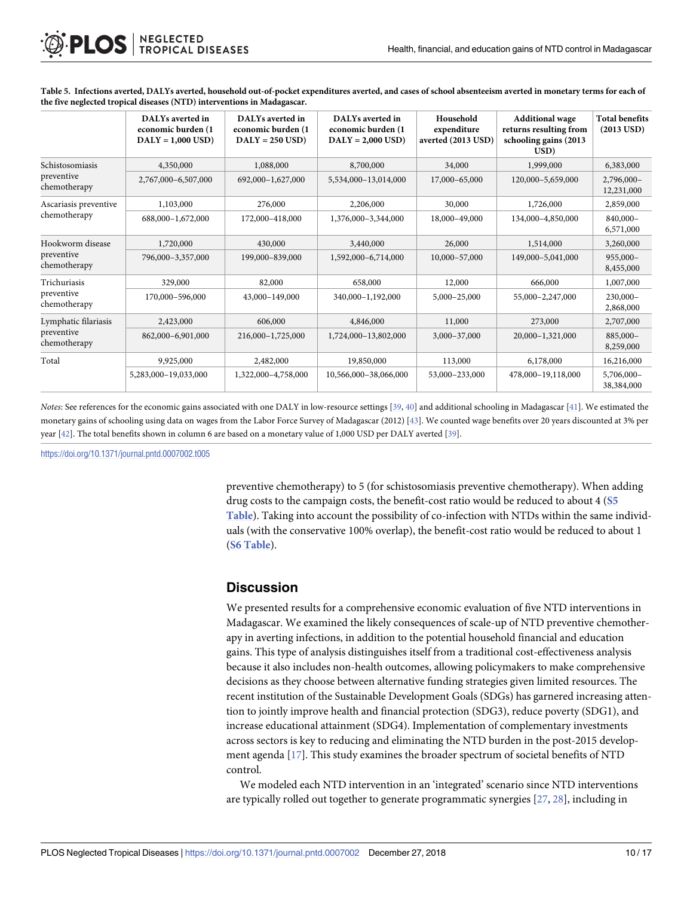**Table 5. Infections averted, DALYs averted, household out-of-pocket expenditures averted, and cases of school absenteeism averted in monetary terms for each of the five neglected tropical diseases (NTD) interventions in Madagascar.**

| | DALYs averted in economic burden (1 DALY = 1,000 USD) | DALYs averted in economic burden (1 DALY = 250 USD) | DALYs averted in economic burden (1 DALY = 2,000 USD) | Household expenditure averted (2013 USD) | Additional wage returns resulting from schooling gains (2013 USD) | Total benefits (2013 USD) |
|---|---|---|---|---|---|---|
| Schistosomiasis preventive chemotherapy | 4,350,000 | 1,088,000 | 8,700,000 | 34,000 | 1,999,000 | 6,383,000 |
| | 2,767,000–6,507,000 | 692,000–1,627,000 | 5,534,000–13,014,000 | 17,000–65,000 | 120,000–5,659,000 | 2,796,000–12,231,000 |
| Ascariasis preventive chemotherapy | 1,103,000 | 276,000 | 2,206,000 | 30,000 | 1,726,000 | 2,859,000 |
| | 688,000–1,672,000 | 172,000–418,000 | 1,376,000–3,344,000 | 18,000–49,000 | 134,000–4,850,000 | 840,000–6,571,000 |
| Hookworm disease preventive chemotherapy | 1,720,000 | 430,000 | 3,440,000 | 26,000 | 1,514,000 | 3,260,000 |
| | 796,000–3,357,000 | 199,000–839,000 | 1,592,000–6,714,000 | 10,000–57,000 | 149,000–5,041,000 | 955,000–8,455,000 |
| Trichuriasis preventive chemotherapy | 329,000 | 82,000 | 658,000 | 12,000 | 666,000 | 1,007,000 |
| | 170,000–596,000 | 43,000–149,000 | 340,000–1,192,000 | 5,000–25,000 | 55,000–2,247,000 | 230,000–2,868,000 |
| Lymphatic filariasis preventive chemotherapy | 2,423,000 | 606,000 | 4,846,000 | 11,000 | 273,000 | 2,707,000 |
| | 862,000–6,901,000 | 216,000–1,725,000 | 1,724,000–13,802,000 | 3,000–37,000 | 20,000–1,321,000 | 885,000–8,259,000 |
| Total | 9,925,000 | 2,482,000 | 19,850,000 | 113,000 | 6,178,000 | 16,216,000 |
| | 5,283,000–19,033,000 | 1,322,000–4,758,000 | 10,566,000–38,066,000 | 53,000–233,000 | 478,000–19,118,000 | 5,706,000–38,384,000 |

*Notes*: See references for the economic gains associated with one DALY in low-resource settings [39, 40] and additional schooling in Madagascar [41]. We estimated the monetary gains of schooling using data on wages from the Labor Force Survey of Madagascar (2012) [43]. We counted wage benefits over 20 years discounted at 3% per year [42]. The total benefits shown in column 6 are based on a monetary value of 1,000 USD per DALY averted [39].

https://doi.org/10.1371/journal.pntd.0007002.t005

preventive chemotherapy) to 5 (for schistosomiasis preventive chemotherapy). When adding drug costs to the campaign costs, the benefit-cost ratio would be reduced to about 4 (S5 Table). Taking into account the possibility of co-infection with NTDs within the same individuals (with the conservative 100% overlap), the benefit-cost ratio would be reduced to about 1 (S6 Table).

## Discussion

We presented results for a comprehensive economic evaluation of five NTD interventions in Madagascar. We examined the likely consequences of scale-up of NTD preventive chemotherapy in averting infections, in addition to the potential household financial and education gains. This type of analysis distinguishes itself from a traditional cost-effectiveness analysis because it also includes non-health outcomes, allowing policymakers to make comprehensive decisions as they choose between alternative funding strategies given limited resources. The recent institution of the Sustainable Development Goals (SDGs) has garnered increasing attention to jointly improve health and financial protection (SDG3), reduce poverty (SDG1), and increase educational attainment (SDG4). Implementation of complementary investments across sectors is key to reducing and eliminating the NTD burden in the post-2015 development agenda [17]. This study examines the broader spectrum of societal benefits of NTD control.

We modeled each NTD intervention in an 'integrated' scenario since NTD interventions are typically rolled out together to generate programmatic synergies [27, 28], including in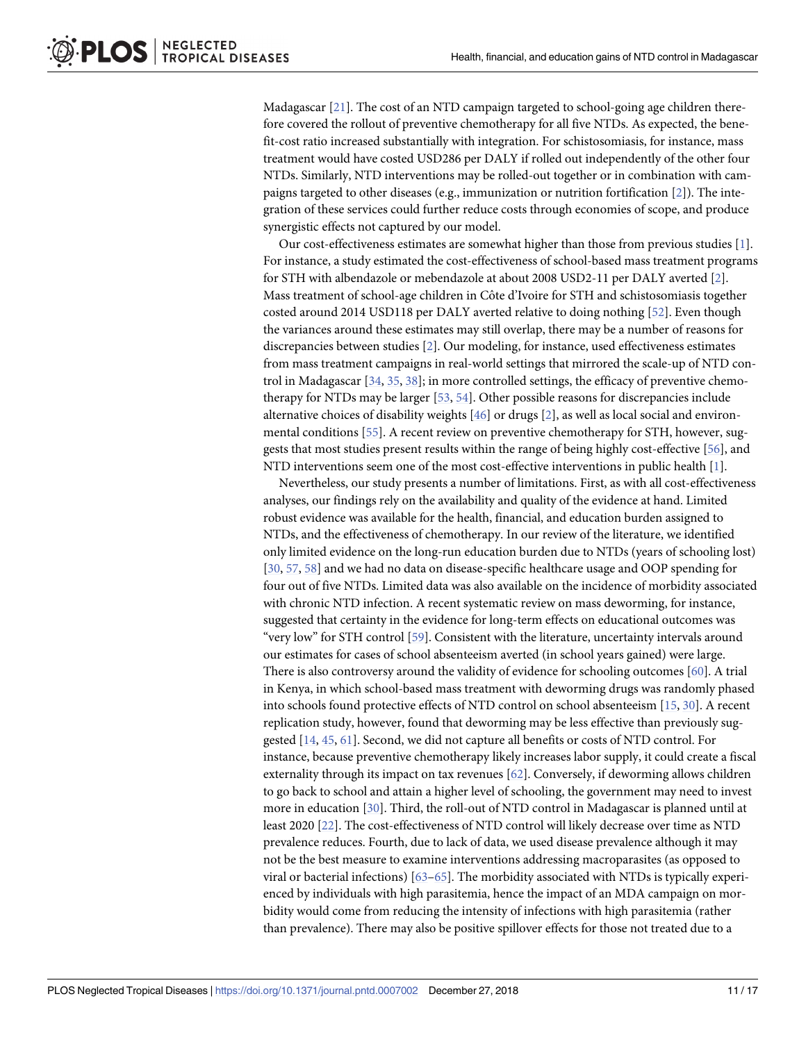Madagascar [21]. The cost of an NTD campaign targeted to school-going age children therefore covered the rollout of preventive chemotherapy for all five NTDs. As expected, the benefit-cost ratio increased substantially with integration. For schistosomiasis, for instance, mass treatment would have costed USD286 per DALY if rolled out independently of the other four NTDs. Similarly, NTD interventions may be rolled-out together or in combination with campaigns targeted to other diseases (e.g., immunization or nutrition fortification [2]). The integration of these services could further reduce costs through economies of scope, and produce synergistic effects not captured by our model.

Our cost-effectiveness estimates are somewhat higher than those from previous studies [1]. For instance, a study estimated the cost-effectiveness of school-based mass treatment programs for STH with albendazole or mebendazole at about 2008 USD2-11 per DALY averted [2]. Mass treatment of school-age children in Côte d'Ivoire for STH and schistosomiasis together costed around 2014 USD118 per DALY averted relative to doing nothing [52]. Even though the variances around these estimates may still overlap, there may be a number of reasons for discrepancies between studies [2]. Our modeling, for instance, used effectiveness estimates from mass treatment campaigns in real-world settings that mirrored the scale-up of NTD control in Madagascar [34, 35, 38]; in more controlled settings, the efficacy of preventive chemotherapy for NTDs may be larger [53, 54]. Other possible reasons for discrepancies include alternative choices of disability weights [46] or drugs [2], as well as local social and environmental conditions [55]. A recent review on preventive chemotherapy for STH, however, suggests that most studies present results within the range of being highly cost-effective [56], and NTD interventions seem one of the most cost-effective interventions in public health [1].

Nevertheless, our study presents a number of limitations. First, as with all cost-effectiveness analyses, our findings rely on the availability and quality of the evidence at hand. Limited robust evidence was available for the health, financial, and education burden assigned to NTDs, and the effectiveness of chemotherapy. In our review of the literature, we identified only limited evidence on the long-run education burden due to NTDs (years of schooling lost) [30, 57, 58] and we had no data on disease-specific healthcare usage and OOP spending for four out of five NTDs. Limited data was also available on the incidence of morbidity associated with chronic NTD infection. A recent systematic review on mass deworming, for instance, suggested that certainty in the evidence for long-term effects on educational outcomes was "very low" for STH control [59]. Consistent with the literature, uncertainty intervals around our estimates for cases of school absenteeism averted (in school years gained) were large. There is also controversy around the validity of evidence for schooling outcomes [60]. A trial in Kenya, in which school-based mass treatment with deworming drugs was randomly phased into schools found protective effects of NTD control on school absenteeism [15, 30]. A recent replication study, however, found that deworming may be less effective than previously suggested [14, 45, 61]. Second, we did not capture all benefits or costs of NTD control. For instance, because preventive chemotherapy likely increases labor supply, it could create a fiscal externality through its impact on tax revenues [62]. Conversely, if deworming allows children to go back to school and attain a higher level of schooling, the government may need to invest more in education [30]. Third, the roll-out of NTD control in Madagascar is planned until at least 2020 [22]. The cost-effectiveness of NTD control will likely decrease over time as NTD prevalence reduces. Fourth, due to lack of data, we used disease prevalence although it may not be the best measure to examine interventions addressing macroparasites (as opposed to viral or bacterial infections) [63–65]. The morbidity associated with NTDs is typically experienced by individuals with high parasitemia, hence the impact of an MDA campaign on morbidity would come from reducing the intensity of infections with high parasitemia (rather than prevalence). There may also be positive spillover effects for those not treated due to a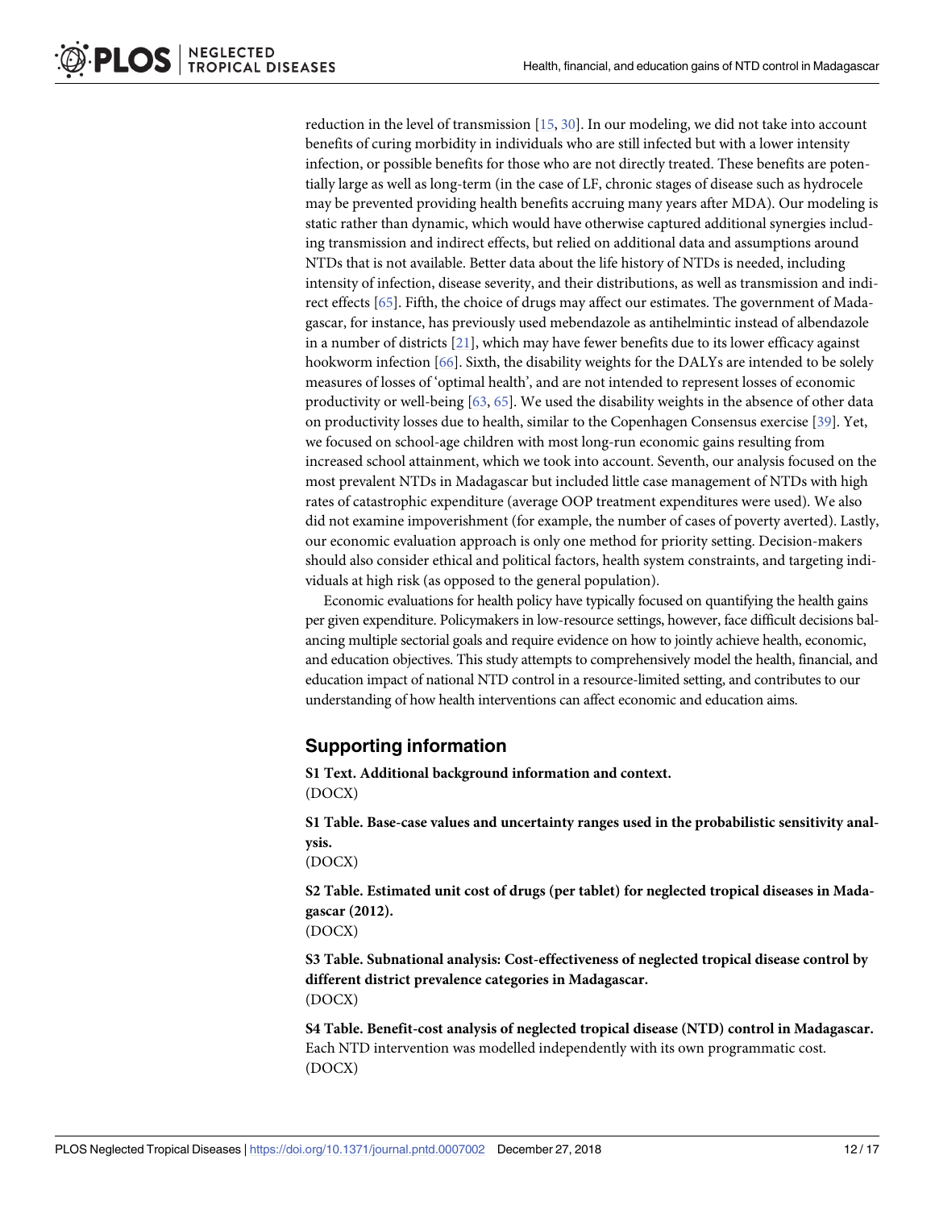reduction in the level of transmission [15, 30]. In our modeling, we did not take into account benefits of curing morbidity in individuals who are still infected but with a lower intensity infection, or possible benefits for those who are not directly treated. These benefits are potentially large as well as long-term (in the case of LF, chronic stages of disease such as hydrocele may be prevented providing health benefits accruing many years after MDA). Our modeling is static rather than dynamic, which would have otherwise captured additional synergies including transmission and indirect effects, but relied on additional data and assumptions around NTDs that is not available. Better data about the life history of NTDs is needed, including intensity of infection, disease severity, and their distributions, as well as transmission and indirect effects [65]. Fifth, the choice of drugs may affect our estimates. The government of Madagascar, for instance, has previously used mebendazole as antihelmintic instead of albendazole in a number of districts [21], which may have fewer benefits due to its lower efficacy against hookworm infection [66]. Sixth, the disability weights for the DALYs are intended to be solely measures of losses of 'optimal health', and are not intended to represent losses of economic productivity or well-being [63, 65]. We used the disability weights in the absence of other data on productivity losses due to health, similar to the Copenhagen Consensus exercise [39]. Yet, we focused on school-age children with most long-run economic gains resulting from increased school attainment, which we took into account. Seventh, our analysis focused on the most prevalent NTDs in Madagascar but included little case management of NTDs with high rates of catastrophic expenditure (average OOP treatment expenditures were used). We also did not examine impoverishment (for example, the number of cases of poverty averted). Lastly, our economic evaluation approach is only one method for priority setting. Decision-makers should also consider ethical and political factors, health system constraints, and targeting individuals at high risk (as opposed to the general population).

Economic evaluations for health policy have typically focused on quantifying the health gains per given expenditure. Policymakers in low-resource settings, however, face difficult decisions balancing multiple sectorial goals and require evidence on how to jointly achieve health, economic, and education objectives. This study attempts to comprehensively model the health, financial, and education impact of national NTD control in a resource-limited setting, and contributes to our understanding of how health interventions can affect economic and education aims.

## Supporting information

**S1 Text. Additional background information and context.**
(DOCX)

**S1 Table. Base-case values and uncertainty ranges used in the probabilistic sensitivity analysis.**
(DOCX)

**S2 Table. Estimated unit cost of drugs (per tablet) for neglected tropical diseases in Madagascar (2012).**
(DOCX)

**S3 Table. Subnational analysis: Cost-effectiveness of neglected tropical disease control by different district prevalence categories in Madagascar.**
(DOCX)

**S4 Table. Benefit-cost analysis of neglected tropical disease (NTD) control in Madagascar.** Each NTD intervention was modelled independently with its own programmatic cost.
(DOCX)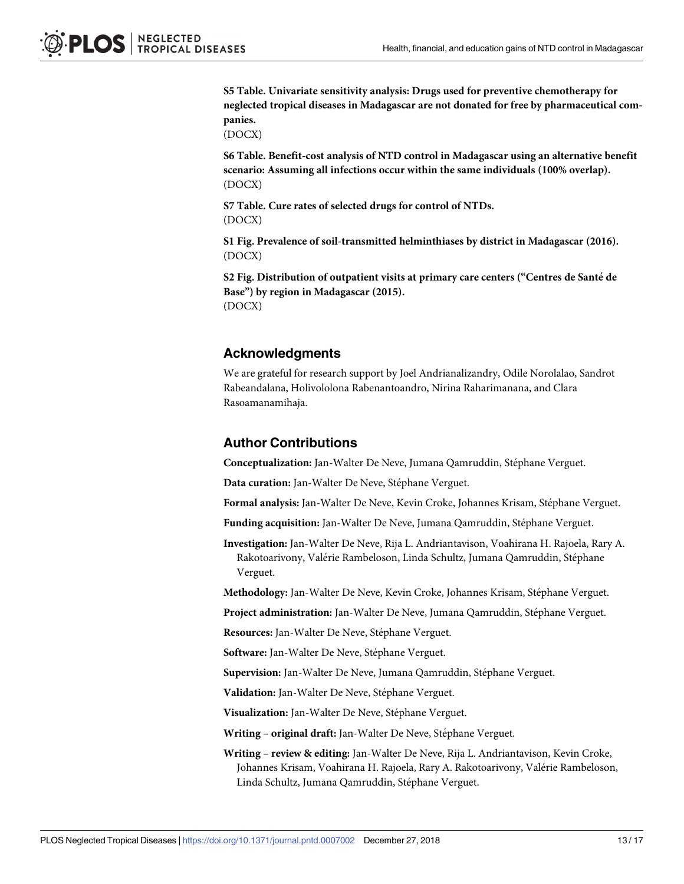**S5 Table. Univariate sensitivity analysis: Drugs used for preventive chemotherapy for neglected tropical diseases in Madagascar are not donated for free by pharmaceutical companies.**
(DOCX)

**S6 Table. Benefit-cost analysis of NTD control in Madagascar using an alternative benefit scenario: Assuming all infections occur within the same individuals (100% overlap).**
(DOCX)

**S7 Table. Cure rates of selected drugs for control of NTDs.**
(DOCX)

**S1 Fig. Prevalence of soil-transmitted helminthiases by district in Madagascar (2016).**
(DOCX)

**S2 Fig. Distribution of outpatient visits at primary care centers ("Centres de Santé de Base") by region in Madagascar (2015).**
(DOCX)

## Acknowledgments

We are grateful for research support by Joel Andrianalizandry, Odile Norolalao, Sandrot Rabeandalana, Holivololona Rabenantoandro, Nirina Raharimanana, and Clara Rasoamanamihaja.

## Author Contributions

**Conceptualization:** Jan-Walter De Neve, Jumana Qamruddin, Stéphane Verguet.

**Data curation:** Jan-Walter De Neve, Stéphane Verguet.

**Formal analysis:** Jan-Walter De Neve, Kevin Croke, Johannes Krisam, Stéphane Verguet.

**Funding acquisition:** Jan-Walter De Neve, Jumana Qamruddin, Stéphane Verguet.

**Investigation:** Jan-Walter De Neve, Rija L. Andriantavison, Voahirana H. Rajoela, Rary A. Rakotoarivony, Valérie Rambeloson, Linda Schultz, Jumana Qamruddin, Stéphane Verguet.

**Methodology:** Jan-Walter De Neve, Kevin Croke, Johannes Krisam, Stéphane Verguet.

**Project administration:** Jan-Walter De Neve, Jumana Qamruddin, Stéphane Verguet.

**Resources:** Jan-Walter De Neve, Stéphane Verguet.

**Software:** Jan-Walter De Neve, Stéphane Verguet.

**Supervision:** Jan-Walter De Neve, Jumana Qamruddin, Stéphane Verguet.

**Validation:** Jan-Walter De Neve, Stéphane Verguet.

**Visualization:** Jan-Walter De Neve, Stéphane Verguet.

**Writing – original draft:** Jan-Walter De Neve, Stéphane Verguet.

**Writing – review & editing:** Jan-Walter De Neve, Rija L. Andriantavison, Kevin Croke, Johannes Krisam, Voahirana H. Rajoela, Rary A. Rakotoarivony, Valérie Rambeloson, Linda Schultz, Jumana Qamruddin, Stéphane Verguet.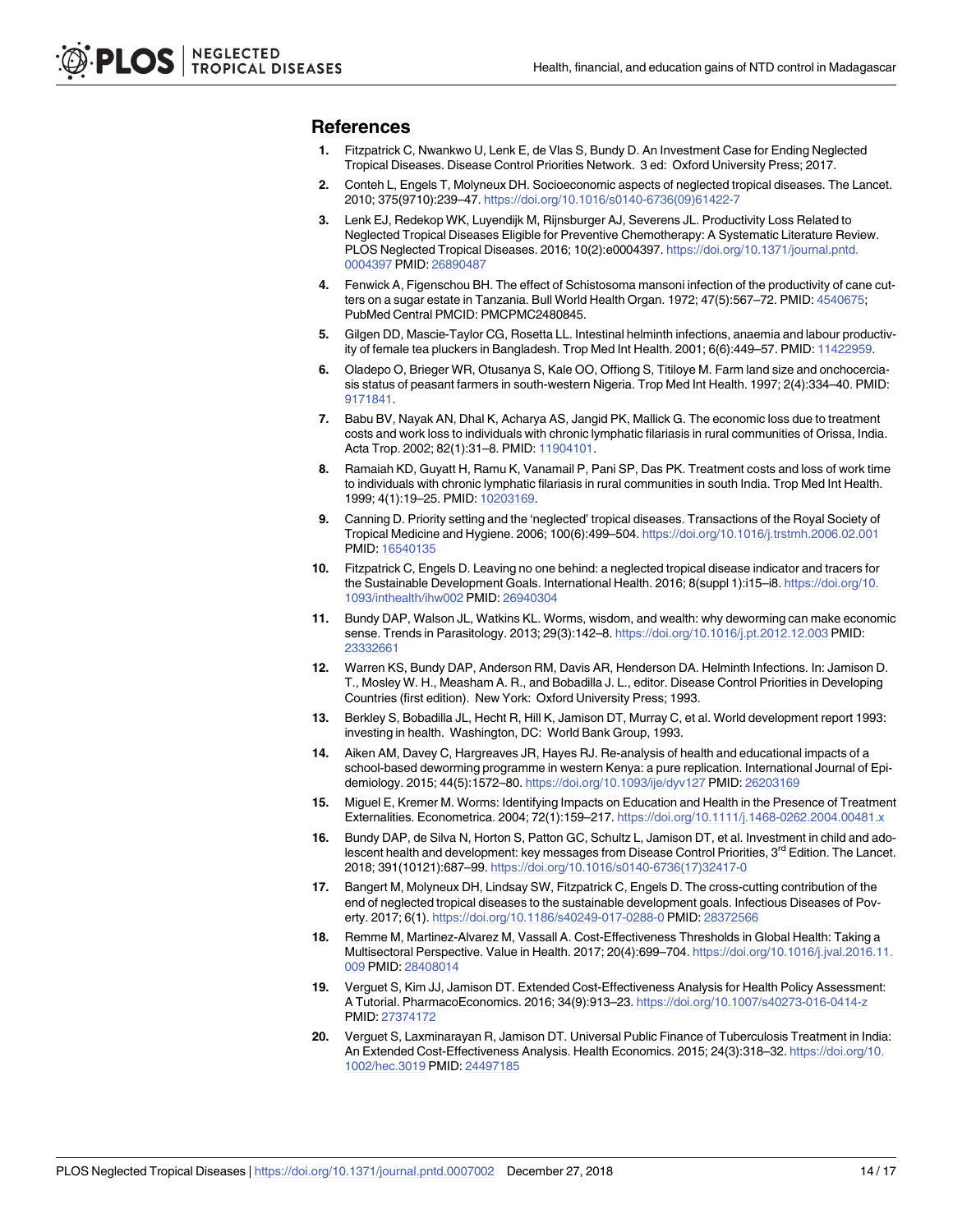## References

1. Fitzpatrick C, Nwankwo U, Lenk E, de Vlas S, Bundy D. An Investment Case for Ending Neglected Tropical Diseases. Disease Control Priorities Network. 3 ed: Oxford University Press; 2017.
2. Conteh L, Engels T, Molyneux DH. Socioeconomic aspects of neglected tropical diseases. The Lancet. 2010; 375(9710):239–47. https://doi.org/10.1016/s0140-6736(09)61422-7
3. Lenk EJ, Redekop WK, Luyendijk M, Rijnsburger AJ, Severens JL. Productivity Loss Related to Neglected Tropical Diseases Eligible for Preventive Chemotherapy: A Systematic Literature Review. PLOS Neglected Tropical Diseases. 2016; 10(2):e0004397. https://doi.org/10.1371/journal.pntd.0004397 PMID: 26890487
4. Fenwick A, Figenschou BH. The effect of Schistosoma mansoni infection of the productivity of cane cutters on a sugar estate in Tanzania. Bull World Health Organ. 1972; 47(5):567–72. PMID: 4540675; PubMed Central PMCID: PMCPMC2480845.
5. Gilgen DD, Mascie-Taylor CG, Rosetta LL. Intestinal helminth infections, anaemia and labour productivity of female tea pluckers in Bangladesh. Trop Med Int Health. 2001; 6(6):449–57. PMID: 11422959.
6. Oladepo O, Brieger WR, Otusanya S, Kale OO, Offiong S, Titiloye M. Farm land size and onchocerciasis status of peasant farmers in south-western Nigeria. Trop Med Int Health. 1997; 2(4):334–40. PMID: 9171841.
7. Babu BV, Nayak AN, Dhal K, Acharya AS, Jangid PK, Mallick G. The economic loss due to treatment costs and work loss to individuals with chronic lymphatic filariasis in rural communities of Orissa, India. Acta Trop. 2002; 82(1):31–8. PMID: 11904101.
8. Ramaiah KD, Guyatt H, Ramu K, Vanamail P, Pani SP, Das PK. Treatment costs and loss of work time to individuals with chronic lymphatic filariasis in rural communities in south India. Trop Med Int Health. 1999; 4(1):19–25. PMID: 10203169.
9. Canning D. Priority setting and the 'neglected' tropical diseases. Transactions of the Royal Society of Tropical Medicine and Hygiene. 2006; 100(6):499–504. https://doi.org/10.1016/j.trstmh.2006.02.001 PMID: 16540135
10. Fitzpatrick C, Engels D. Leaving no one behind: a neglected tropical disease indicator and tracers for the Sustainable Development Goals. International Health. 2016; 8(suppl 1):i15–i8. https://doi.org/10.1093/inthealth/ihw002 PMID: 26940304
11. Bundy DAP, Walson JL, Watkins KL. Worms, wisdom, and wealth: why deworming can make economic sense. Trends in Parasitology. 2013; 29(3):142–8. https://doi.org/10.1016/j.pt.2012.12.003 PMID: 23332661
12. Warren KS, Bundy DAP, Anderson RM, Davis AR, Henderson DA. Helminth Infections. In: Jamison D. T., Mosley W. H., Measham A. R., and Bobadilla J. L., editor. Disease Control Priorities in Developing Countries (first edition). New York: Oxford University Press; 1993.
13. Berkley S, Bobadilla JL, Hecht R, Hill K, Jamison DT, Murray C, et al. World development report 1993: investing in health. Washington, DC: World Bank Group, 1993.
14. Aiken AM, Davey C, Hargreaves JR, Hayes RJ. Re-analysis of health and educational impacts of a school-based deworming programme in western Kenya: a pure replication. International Journal of Epidemiology. 2015; 44(5):1572–80. https://doi.org/10.1093/ije/dyv127 PMID: 26203169
15. Miguel E, Kremer M. Worms: Identifying Impacts on Education and Health in the Presence of Treatment Externalities. Econometrica. 2004; 72(1):159–217. https://doi.org/10.1111/j.1468-0262.2004.00481.x
16. Bundy DAP, de Silva N, Horton S, Patton GC, Schultz L, Jamison DT, et al. Investment in child and adolescent health and development: key messages from Disease Control Priorities, 3rd Edition. The Lancet. 2018; 391(10121):687–99. https://doi.org/10.1016/s0140-6736(17)32417-0
17. Bangert M, Molyneux DH, Lindsay SW, Fitzpatrick C, Engels D. The cross-cutting contribution of the end of neglected tropical diseases to the sustainable development goals. Infectious Diseases of Poverty. 2017; 6(1). https://doi.org/10.1186/s40249-017-0288-0 PMID: 28372566
18. Remme M, Martinez-Alvarez M, Vassall A. Cost-Effectiveness Thresholds in Global Health: Taking a Multisectoral Perspective. Value in Health. 2017; 20(4):699–704. https://doi.org/10.1016/j.jval.2016.11.009 PMID: 28408014
19. Verguet S, Kim JJ, Jamison DT. Extended Cost-Effectiveness Analysis for Health Policy Assessment: A Tutorial. PharmacoEconomics. 2016; 34(9):913–23. https://doi.org/10.1007/s40273-016-0414-z PMID: 27374172
20. Verguet S, Laxminarayan R, Jamison DT. Universal Public Finance of Tuberculosis Treatment in India: An Extended Cost-Effectiveness Analysis. Health Economics. 2015; 24(3):318–32. https://doi.org/10.1002/hec.3019 PMID: 24497185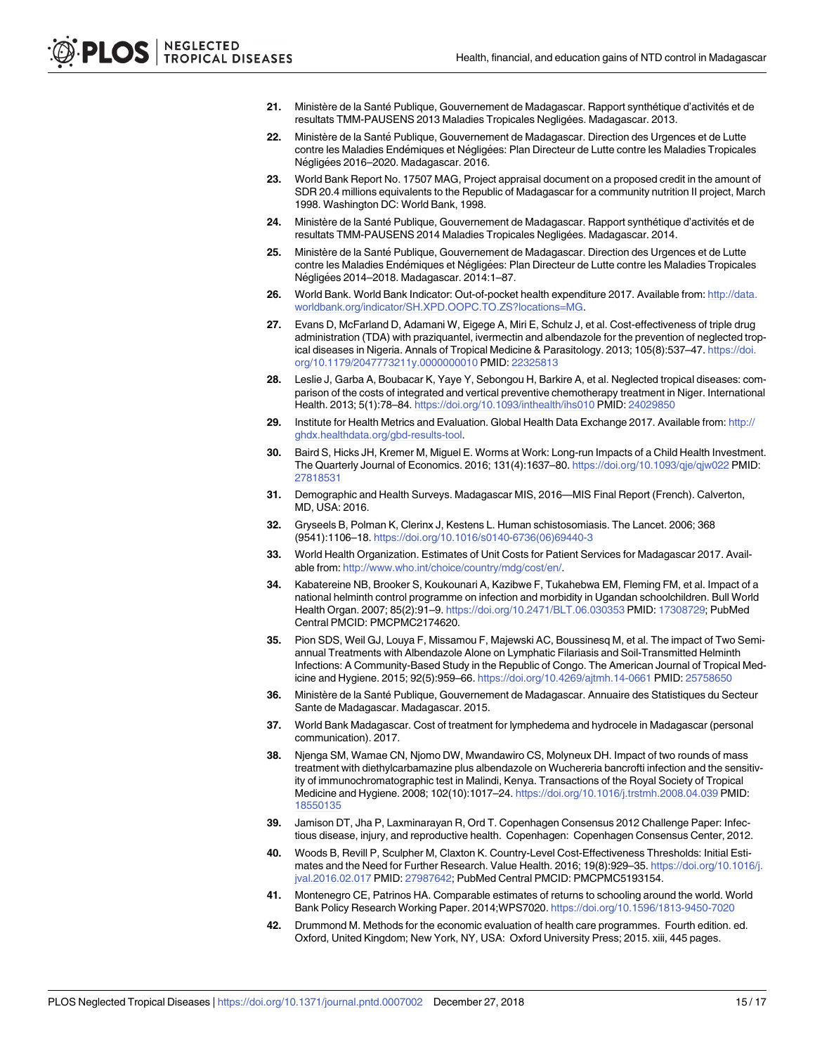21. Ministère de la Santé Publique, Gouvernement de Madagascar. Rapport synthétique d'activités et de resultats TMM-PAUSENS 2013 Maladies Tropicales Negligées. Madagascar. 2013.

22. Ministère de la Santé Publique, Gouvernement de Madagascar. Direction des Urgences et de Lutte contre les Maladies Endémiques et Négligées: Plan Directeur de Lutte contre les Maladies Tropicales Négligées 2016–2020. Madagascar. 2016.

23. World Bank Report No. 17507 MAG, Project appraisal document on a proposed credit in the amount of SDR 20.4 millions equivalents to the Republic of Madagascar for a community nutrition II project, March 1998. Washington DC: World Bank, 1998.

24. Ministère de la Santé Publique, Gouvernement de Madagascar. Rapport synthétique d'activités et de resultats TMM-PAUSENS 2014 Maladies Tropicales Negligées. Madagascar. 2014.

25. Ministère de la Santé Publique, Gouvernement de Madagascar. Direction des Urgences et de Lutte contre les Maladies Endémiques et Négligées: Plan Directeur de Lutte contre les Maladies Tropicales Négligées 2014–2018. Madagascar. 2014:1–87.

26. World Bank. World Bank Indicator: Out-of-pocket health expenditure 2017. Available from: http://data.worldbank.org/indicator/SH.XPD.OOPC.TO.ZS?locations=MG.

27. Evans D, McFarland D, Adamani W, Eigege A, Miri E, Schulz J, et al. Cost-effectiveness of triple drug administration (TDA) with praziquantel, ivermectin and albendazole for the prevention of neglected tropical diseases in Nigeria. Annals of Tropical Medicine & Parasitology. 2013; 105(8):537–47. https://doi.org/10.1179/2047773211y.0000000010 PMID: 22325813

28. Leslie J, Garba A, Boubacar K, Yaye Y, Sebongou H, Barkire A, et al. Neglected tropical diseases: comparison of the costs of integrated and vertical preventive chemotherapy treatment in Niger. International Health. 2013; 5(1):78–84. https://doi.org/10.1093/inthealth/ihs010 PMID: 24029850

29. Institute for Health Metrics and Evaluation. Global Health Data Exchange 2017. Available from: http://ghdx.healthdata.org/gbd-results-tool.

30. Baird S, Hicks JH, Kremer M, Miguel E. Worms at Work: Long-run Impacts of a Child Health Investment. The Quarterly Journal of Economics. 2016; 131(4):1637–80. https://doi.org/10.1093/qje/qjw022 PMID: 27818531

31. Demographic and Health Surveys. Madagascar MIS, 2016—MIS Final Report (French). Calverton, MD, USA: 2016.

32. Gryseels B, Polman K, Clerinx J, Kestens L. Human schistosomiasis. The Lancet. 2006; 368 (9541):1106–18. https://doi.org/10.1016/s0140-6736(06)69440-3

33. World Health Organization. Estimates of Unit Costs for Patient Services for Madagascar 2017. Available from: http://www.who.int/choice/country/mdg/cost/en/.

34. Kabatereine NB, Brooker S, Koukounari A, Kazibwe F, Tukahebwa EM, Fleming FM, et al. Impact of a national helminth control programme on infection and morbidity in Ugandan schoolchildren. Bull World Health Organ. 2007; 85(2):91–9. https://doi.org/10.2471/BLT.06.030353 PMID: 17308729; PubMed Central PMCID: PMCPMC2174620.

35. Pion SDS, Weil GJ, Louya F, Missamou F, Majewski AC, Boussinesq M, et al. The impact of Two Semiannual Treatments with Albendazole Alone on Lymphatic Filariasis and Soil-Transmitted Helminth Infections: A Community-Based Study in the Republic of Congo. The American Journal of Tropical Medicine and Hygiene. 2015; 92(5):959–66. https://doi.org/10.4269/ajtmh.14-0661 PMID: 25758650

36. Ministère de la Santé Publique, Gouvernement de Madagascar. Annuaire des Statistiques du Secteur Sante de Madagascar. Madagascar. 2015.

37. World Bank Madagascar. Cost of treatment for lymphedema and hydrocele in Madagascar (personal communication). 2017.

38. Njenga SM, Wamae CN, Njomo DW, Mwandawiro CS, Molyneux DH. Impact of two rounds of mass treatment with diethylcarbamazine plus albendazole on Wuchereria bancrofti infection and the sensitivity of immunochromatographic test in Malindi, Kenya. Transactions of the Royal Society of Tropical Medicine and Hygiene. 2008; 102(10):1017–24. https://doi.org/10.1016/j.trstmh.2008.04.039 PMID: 18550135

39. Jamison DT, Jha P, Laxminarayan R, Ord T. Copenhagen Consensus 2012 Challenge Paper: Infectious disease, injury, and reproductive health. Copenhagen: Copenhagen Consensus Center, 2012.

40. Woods B, Revill P, Sculpher M, Claxton K. Country-Level Cost-Effectiveness Thresholds: Initial Estimates and the Need for Further Research. Value Health. 2016; 19(8):929–35. https://doi.org/10.1016/j.jval.2016.02.017 PMID: 27987642; PubMed Central PMCID: PMCPMC5193154.

41. Montenegro CE, Patrinos HA. Comparable estimates of returns to schooling around the world. World Bank Policy Research Working Paper. 2014;WPS7020. https://doi.org/10.1596/1813-9450-7020

42. Drummond M. Methods for the economic evaluation of health care programmes. Fourth edition. ed. Oxford, United Kingdom; New York, NY, USA: Oxford University Press; 2015. xiii, 445 pages.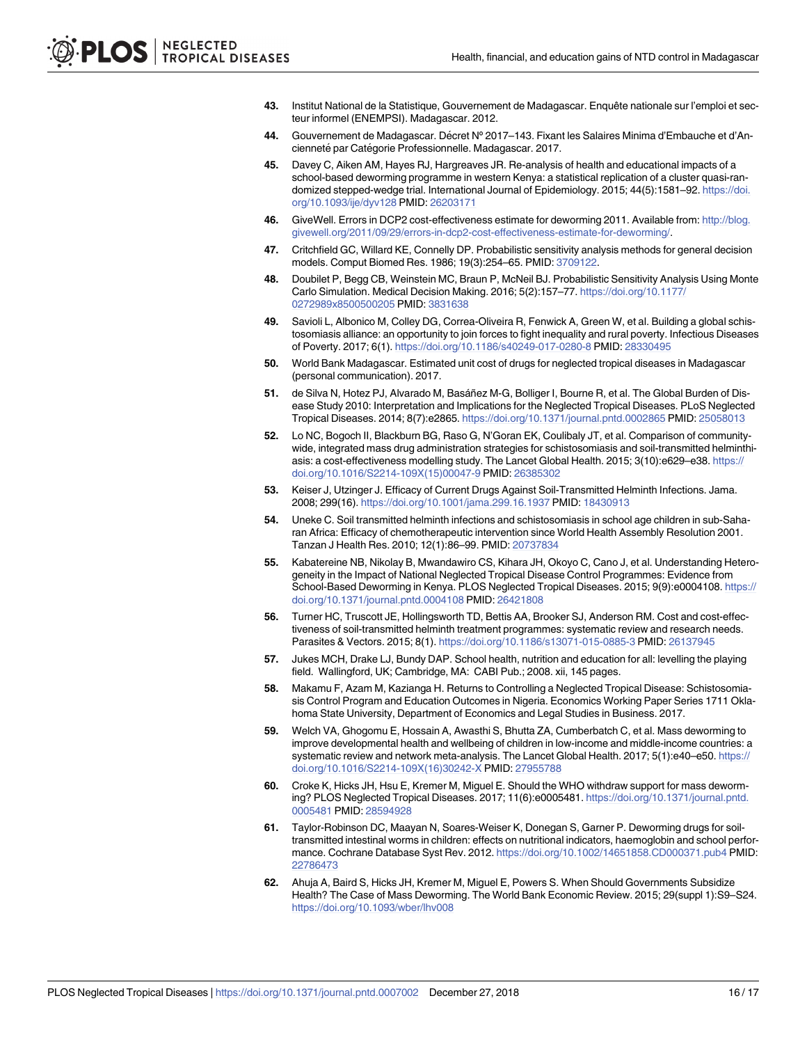43. Institut National de la Statistique, Gouvernement de Madagascar. Enquête nationale sur l'emploi et secteur informel (ENEMPSI). Madagascar. 2012.
44. Gouvernement de Madagascar. Décret Nº 2017–143. Fixant les Salaires Minima d'Embauche et d'Ancienneté par Catégorie Professionnelle. Madagascar. 2017.
45. Davey C, Aiken AM, Hayes RJ, Hargreaves JR. Re-analysis of health and educational impacts of a school-based deworming programme in western Kenya: a statistical replication of a cluster quasi-randomized stepped-wedge trial. International Journal of Epidemiology. 2015; 44(5):1581–92. https://doi.org/10.1093/ije/dyv128 PMID: 26203171
46. GiveWell. Errors in DCP2 cost-effectiveness estimate for deworming 2011. Available from: http://blog.givewell.org/2011/09/29/errors-in-dcp2-cost-effectiveness-estimate-for-deworming/.
47. Critchfield GC, Willard KE, Connelly DP. Probabilistic sensitivity analysis methods for general decision models. Comput Biomed Res. 1986; 19(3):254–65. PMID: 3709122.
48. Doubilet P, Begg CB, Weinstein MC, Braun P, McNeil BJ. Probabilistic Sensitivity Analysis Using Monte Carlo Simulation. Medical Decision Making. 2016; 5(2):157–77. https://doi.org/10.1177/0272989x8500500205 PMID: 3831638
49. Savioli L, Albonico M, Colley DG, Correa-Oliveira R, Fenwick A, Green W, et al. Building a global schistosomiasis alliance: an opportunity to join forces to fight inequality and rural poverty. Infectious Diseases of Poverty. 2017; 6(1). https://doi.org/10.1186/s40249-017-0280-8 PMID: 28330495
50. World Bank Madagascar. Estimated unit cost of drugs for neglected tropical diseases in Madagascar (personal communication). 2017.
51. de Silva N, Hotez PJ, Alvarado M, Basáñez M-G, Bolliger I, Bourne R, et al. The Global Burden of Disease Study 2010: Interpretation and Implications for the Neglected Tropical Diseases. PLoS Neglected Tropical Diseases. 2014; 8(7):e2865. https://doi.org/10.1371/journal.pntd.0002865 PMID: 25058013
52. Lo NC, Bogoch II, Blackburn BG, Raso G, N'Goran EK, Coulibaly JT, et al. Comparison of community-wide, integrated mass drug administration strategies for schistosomiasis and soil-transmitted helminthiasis: a cost-effectiveness modelling study. The Lancet Global Health. 2015; 3(10):e629–e38. https://doi.org/10.1016/S2214-109X(15)00047-9 PMID: 26385302
53. Keiser J, Utzinger J. Efficacy of Current Drugs Against Soil-Transmitted Helminth Infections. Jama. 2008; 299(16). https://doi.org/10.1001/jama.299.16.1937 PMID: 18430913
54. Uneke C. Soil transmitted helminth infections and schistosomiasis in school age children in sub-Saharan Africa: Efficacy of chemotherapeutic intervention since World Health Assembly Resolution 2001. Tanzan J Health Res. 2010; 12(1):86–99. PMID: 20737834
55. Kabatereine NB, Nikolay B, Mwandawiro CS, Kihara JH, Okoyo C, Cano J, et al. Understanding Heterogeneity in the Impact of National Neglected Tropical Disease Control Programmes: Evidence from School-Based Deworming in Kenya. PLOS Neglected Tropical Diseases. 2015; 9(9):e0004108. https://doi.org/10.1371/journal.pntd.0004108 PMID: 26421808
56. Turner HC, Truscott JE, Hollingsworth TD, Bettis AA, Brooker SJ, Anderson RM. Cost and cost-effectiveness of soil-transmitted helminth treatment programmes: systematic review and research needs. Parasites & Vectors. 2015; 8(1). https://doi.org/10.1186/s13071-015-0885-3 PMID: 26137945
57. Jukes MCH, Drake LJ, Bundy DAP. School health, nutrition and education for all: levelling the playing field. Wallingford, UK; Cambridge, MA: CABI Pub.; 2008. xii, 145 pages.
58. Makamu F, Azam M, Kazianga H. Returns to Controlling a Neglected Tropical Disease: Schistosomiasis Control Program and Education Outcomes in Nigeria. Economics Working Paper Series 1711 Oklahoma State University, Department of Economics and Legal Studies in Business. 2017.
59. Welch VA, Ghogomu E, Hossain A, Awasthi S, Bhutta ZA, Cumberbatch C, et al. Mass deworming to improve developmental health and wellbeing of children in low-income and middle-income countries: a systematic review and network meta-analysis. The Lancet Global Health. 2017; 5(1):e40–e50. https://doi.org/10.1016/S2214-109X(16)30242-X PMID: 27955788
60. Croke K, Hicks JH, Hsu E, Kremer M, Miguel E. Should the WHO withdraw support for mass deworming? PLOS Neglected Tropical Diseases. 2017; 11(6):e0005481. https://doi.org/10.1371/journal.pntd.0005481 PMID: 28594928
61. Taylor-Robinson DC, Maayan N, Soares-Weiser K, Donegan S, Garner P. Deworming drugs for soil-transmitted intestinal worms in children: effects on nutritional indicators, haemoglobin and school performance. Cochrane Database Syst Rev. 2012. https://doi.org/10.1002/14651858.CD000371.pub4 PMID: 22786473
62. Ahuja A, Baird S, Hicks JH, Kremer M, Miguel E, Powers S. When Should Governments Subsidize Health? The Case of Mass Deworming. The World Bank Economic Review. 2015; 29(suppl 1):S9–S24. https://doi.org/10.1093/wber/lhv008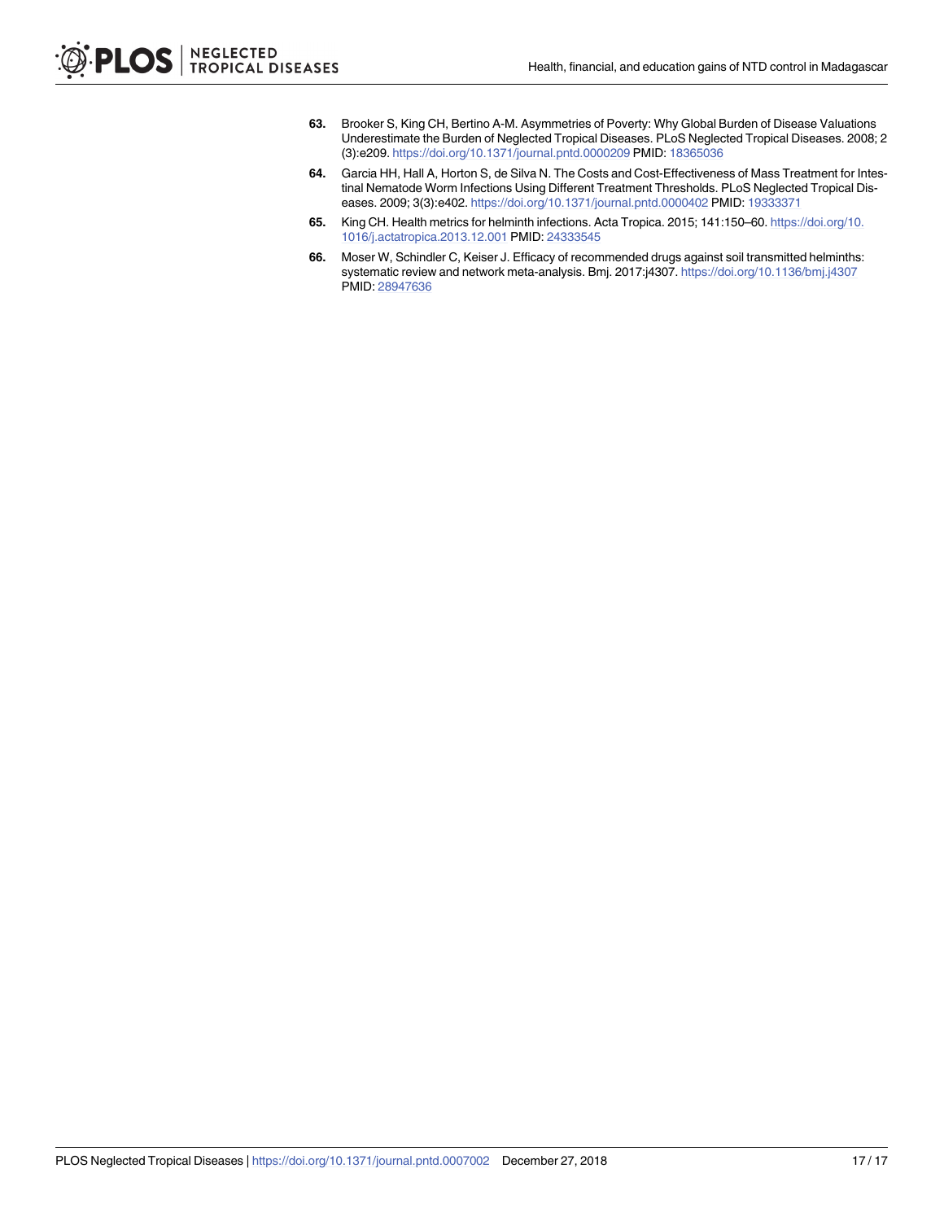63. Brooker S, King CH, Bertino A-M. Asymmetries of Poverty: Why Global Burden of Disease Valuations Underestimate the Burden of Neglected Tropical Diseases. PLoS Neglected Tropical Diseases. 2008; 2 (3):e209. https://doi.org/10.1371/journal.pntd.0000209 PMID: 18365036

64. Garcia HH, Hall A, Horton S, de Silva N. The Costs and Cost-Effectiveness of Mass Treatment for Intestinal Nematode Worm Infections Using Different Treatment Thresholds. PLoS Neglected Tropical Diseases. 2009; 3(3):e402. https://doi.org/10.1371/journal.pntd.0000402 PMID: 19333371

65. King CH. Health metrics for helminth infections. Acta Tropica. 2015; 141:150–60. https://doi.org/10.1016/j.actatropica.2013.12.001 PMID: 24333545

66. Moser W, Schindler C, Keiser J. Efficacy of recommended drugs against soil transmitted helminths: systematic review and network meta-analysis. Bmj. 2017:j4307. https://doi.org/10.1136/bmj.j4307 PMID: 28947636